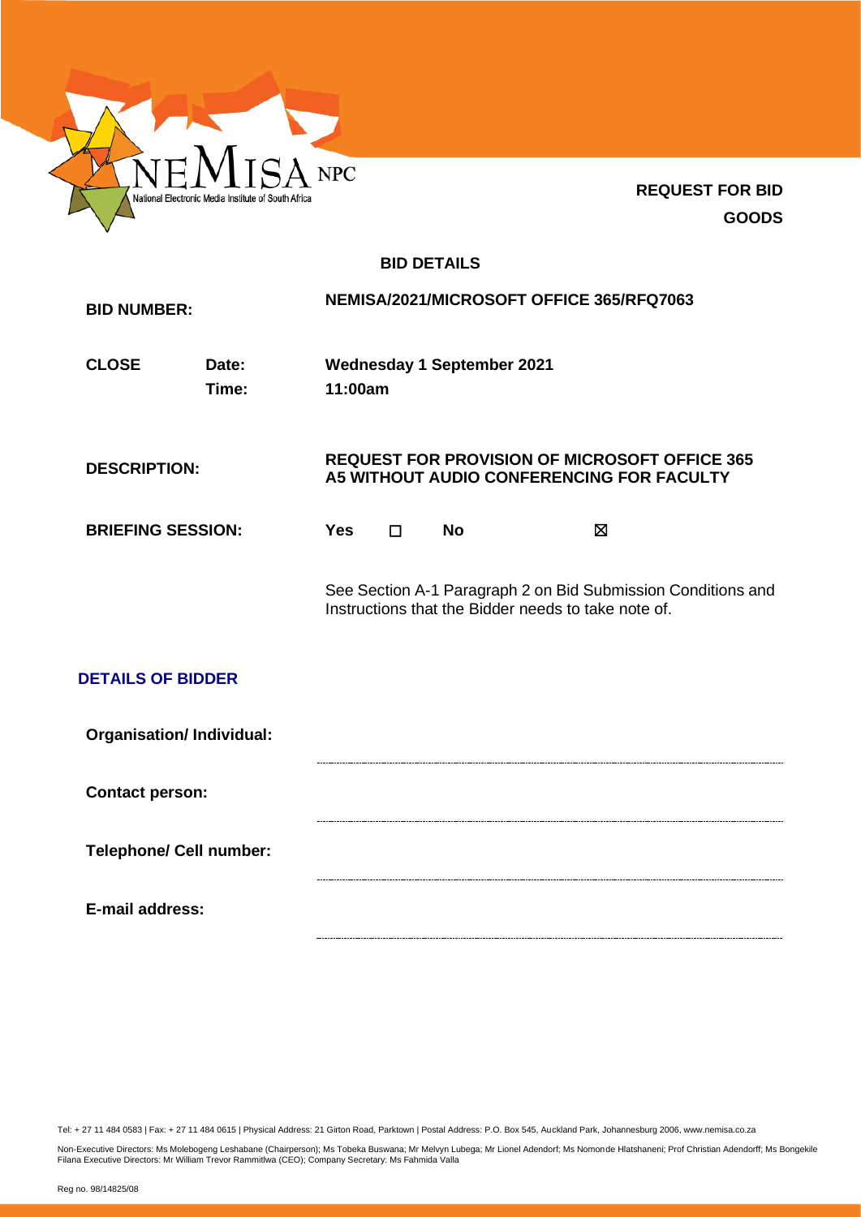NEMISA NPC
National Electronic Media Institute of South Africa

**REQUEST FOR BID**
**GOODS**

**BID DETAILS**

| | | |
|---|---|---|
| **BID NUMBER:** | | **NEMISA/2021/MICROSOFT OFFICE 365/RFQ7063** |
| **CLOSE** | **Date:** | **Wednesday 1 September 2021** |
| | **Time:** | **11:00am** |
| **DESCRIPTION:** | | **REQUEST FOR PROVISION OF MICROSOFT OFFICE 365 A5 WITHOUT AUDIO CONFERENCING FOR FACULTY** |
| **BRIEFING SESSION:** | | **Yes** ☐ **No** ☒ |

See Section A-1 Paragraph 2 on Bid Submission Conditions and Instructions that the Bidder needs to take note of.

## DETAILS OF BIDDER

| | |
|---|---|
| **Organisation/ Individual:** | |
| **Contact person:** | |
| **Telephone/ Cell number:** | |
| **E-mail address:** | |

Tel: + 27 11 484 0583 | Fax: + 27 11 484 0615 | Physical Address: 21 Girton Road, Parktown | Postal Address: P.O. Box 545, Auckland Park, Johannesburg 2006, www.nemisa.co.za

Non-Executive Directors: Ms Molebogeng Leshabane (Chairperson); Ms Tobeka Buswana; Mr Melvyn Lubega; Mr Lionel Adendorf; Ms Nomonde Hlatshaneni; Prof Christian Adendorff; Ms Bongekile Filana Executive Directors: Mr William Trevor Rammitlwa (CEO); Company Secretary: Ms Fahmida Valla

Reg no. 98/14825/08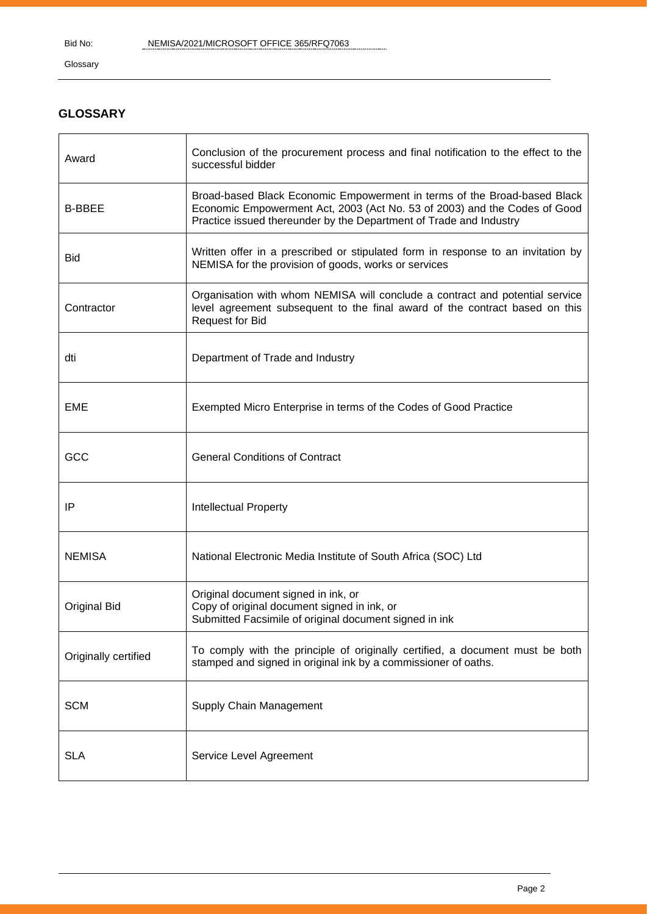## GLOSSARY

| | |
|---|---|
| Award | Conclusion of the procurement process and final notification to the effect to the successful bidder |
| B-BBEE | Broad-based Black Economic Empowerment in terms of the Broad-based Black Economic Empowerment Act, 2003 (Act No. 53 of 2003) and the Codes of Good Practice issued thereunder by the Department of Trade and Industry |
| Bid | Written offer in a prescribed or stipulated form in response to an invitation by NEMISA for the provision of goods, works or services |
| Contractor | Organisation with whom NEMISA will conclude a contract and potential service level agreement subsequent to the final award of the contract based on this Request for Bid |
| dti | Department of Trade and Industry |
| EME | Exempted Micro Enterprise in terms of the Codes of Good Practice |
| GCC | General Conditions of Contract |
| IP | Intellectual Property |
| NEMISA | National Electronic Media Institute of South Africa (SOC) Ltd |
| Original Bid | Original document signed in ink, or<br>Copy of original document signed in ink, or<br>Submitted Facsimile of original document signed in ink |
| Originally certified | To comply with the principle of originally certified, a document must be both stamped and signed in original ink by a commissioner of oaths. |
| SCM | Supply Chain Management |
| SLA | Service Level Agreement |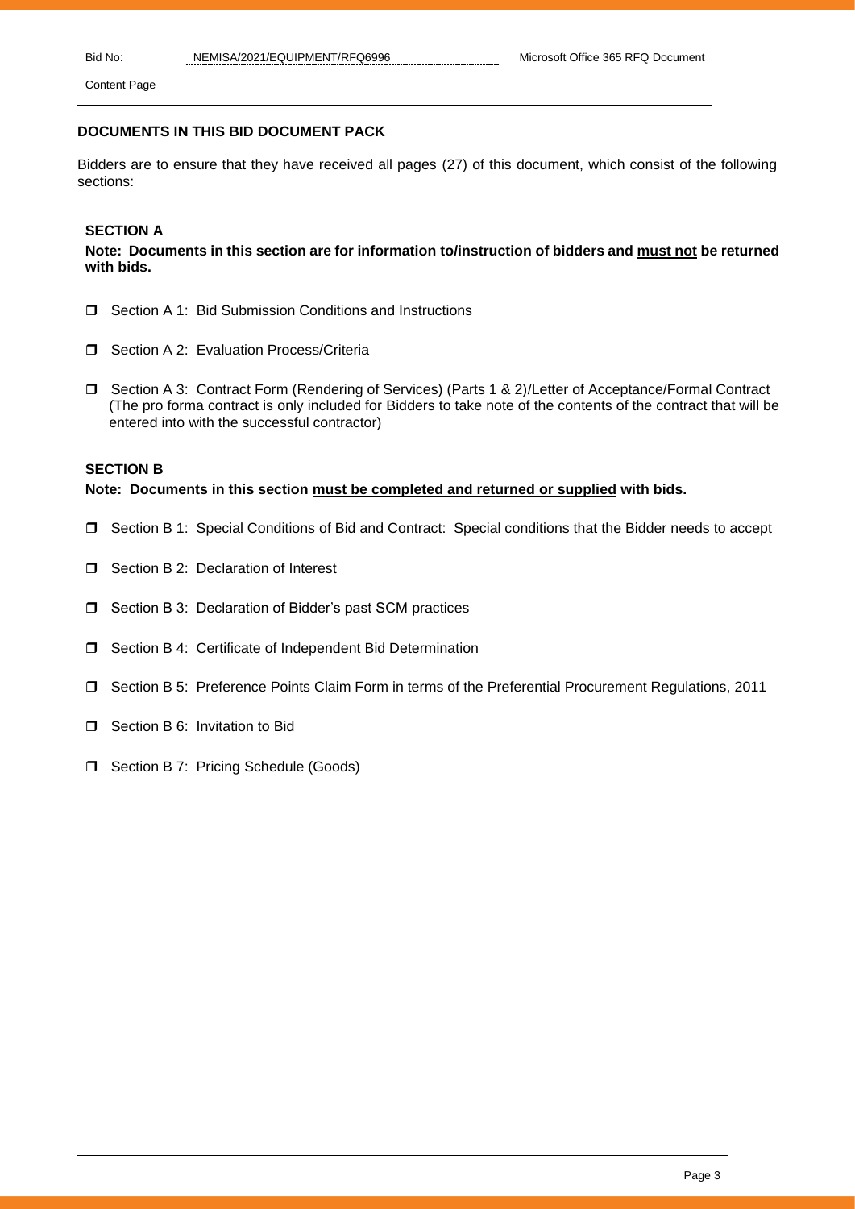## DOCUMENTS IN THIS BID DOCUMENT PACK

Bidders are to ensure that they have received all pages (27) of this document, which consist of the following sections:

### SECTION A

**Note: Documents in this section are for information to/instruction of bidders and <u>must not</u> be returned with bids.**

- ❒ Section A 1: Bid Submission Conditions and Instructions
- ❒ Section A 2: Evaluation Process/Criteria
- ❒ Section A 3: Contract Form (Rendering of Services) (Parts 1 & 2)/Letter of Acceptance/Formal Contract (The pro forma contract is only included for Bidders to take note of the contents of the contract that will be entered into with the successful contractor)

### SECTION B

**Note: Documents in this section <u>must be completed and returned or supplied</u> with bids.**

- ❒ Section B 1: Special Conditions of Bid and Contract: Special conditions that the Bidder needs to accept
- ❒ Section B 2: Declaration of Interest
- ❒ Section B 3: Declaration of Bidder's past SCM practices
- ❒ Section B 4: Certificate of Independent Bid Determination
- ❒ Section B 5: Preference Points Claim Form in terms of the Preferential Procurement Regulations, 2011
- ❒ Section B 6: Invitation to Bid
- ❒ Section B 7: Pricing Schedule (Goods)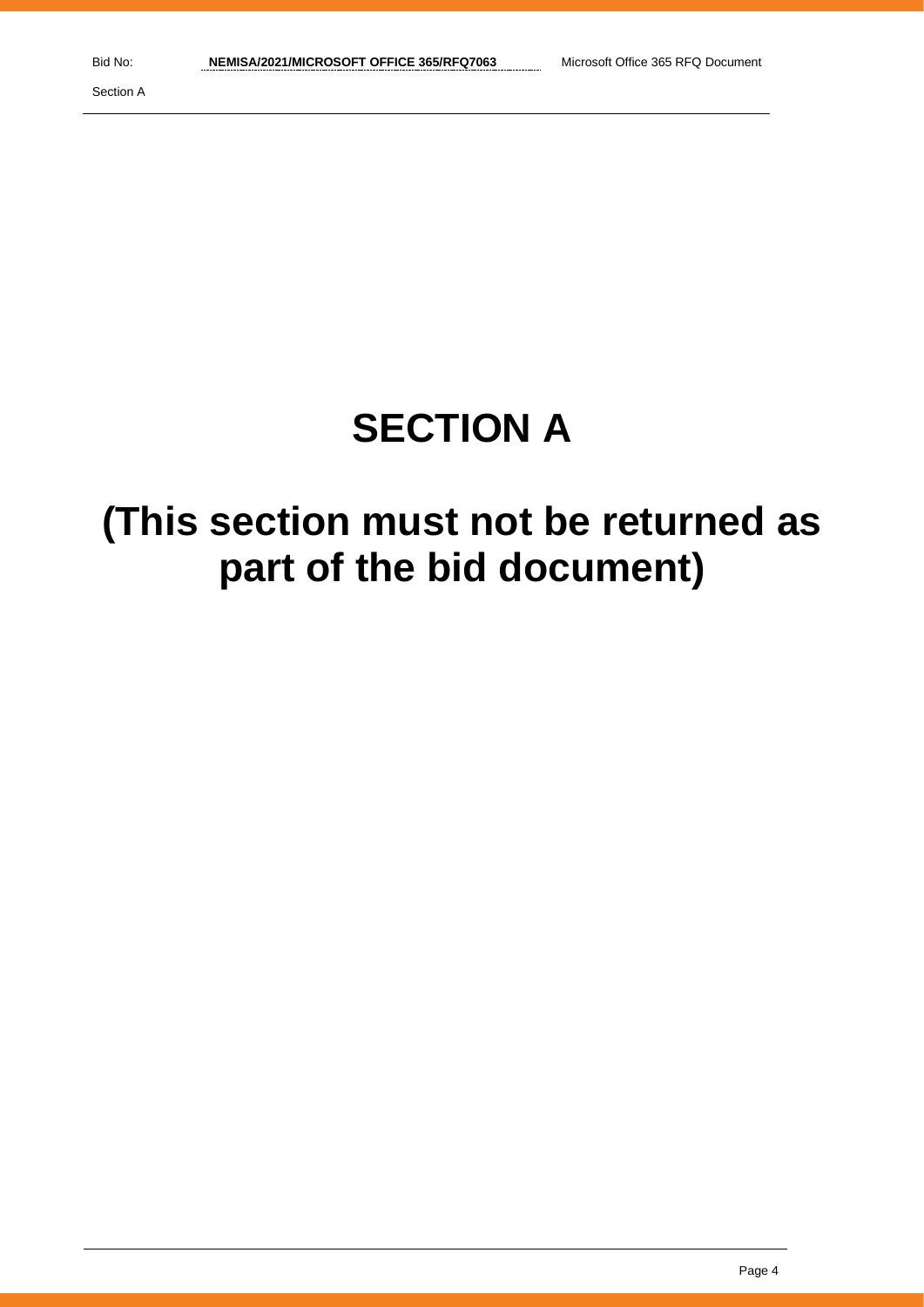# SECTION A

# (This section must not be returned as part of the bid document)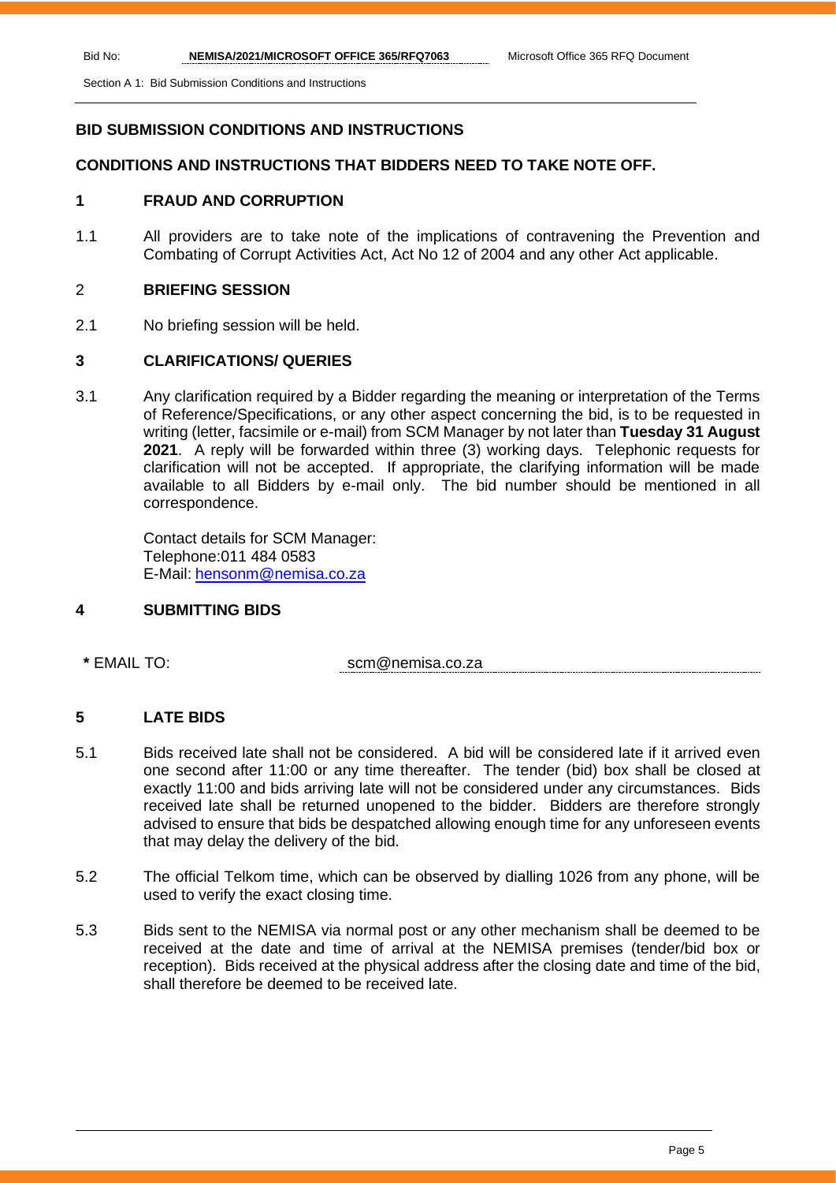## BID SUBMISSION CONDITIONS AND INSTRUCTIONS

## CONDITIONS AND INSTRUCTIONS THAT BIDDERS NEED TO TAKE NOTE OFF.

### 1 FRAUD AND CORRUPTION

1.1 All providers are to take note of the implications of contravening the Prevention and Combating of Corrupt Activities Act, Act No 12 of 2004 and any other Act applicable.

### 2 BRIEFING SESSION

2.1 No briefing session will be held.

### 3 CLARIFICATIONS/ QUERIES

3.1 Any clarification required by a Bidder regarding the meaning or interpretation of the Terms of Reference/Specifications, or any other aspect concerning the bid, is to be requested in writing (letter, facsimile or e-mail) from SCM Manager by not later than **Tuesday 31 August 2021**. A reply will be forwarded within three (3) working days. Telephonic requests for clarification will not be accepted. If appropriate, the clarifying information will be made available to all Bidders by e-mail only. The bid number should be mentioned in all correspondence.

Contact details for SCM Manager:
Telephone:011 484 0583
E-Mail: hensonm@nemisa.co.za

### 4 SUBMITTING BIDS

**\*** EMAIL TO: scm@nemisa.co.za

### 5 LATE BIDS

5.1 Bids received late shall not be considered. A bid will be considered late if it arrived even one second after 11:00 or any time thereafter. The tender (bid) box shall be closed at exactly 11:00 and bids arriving late will not be considered under any circumstances. Bids received late shall be returned unopened to the bidder. Bidders are therefore strongly advised to ensure that bids be despatched allowing enough time for any unforeseen events that may delay the delivery of the bid.

5.2 The official Telkom time, which can be observed by dialling 1026 from any phone, will be used to verify the exact closing time.

5.3 Bids sent to the NEMISA via normal post or any other mechanism shall be deemed to be received at the date and time of arrival at the NEMISA premises (tender/bid box or reception). Bids received at the physical address after the closing date and time of the bid, shall therefore be deemed to be received late.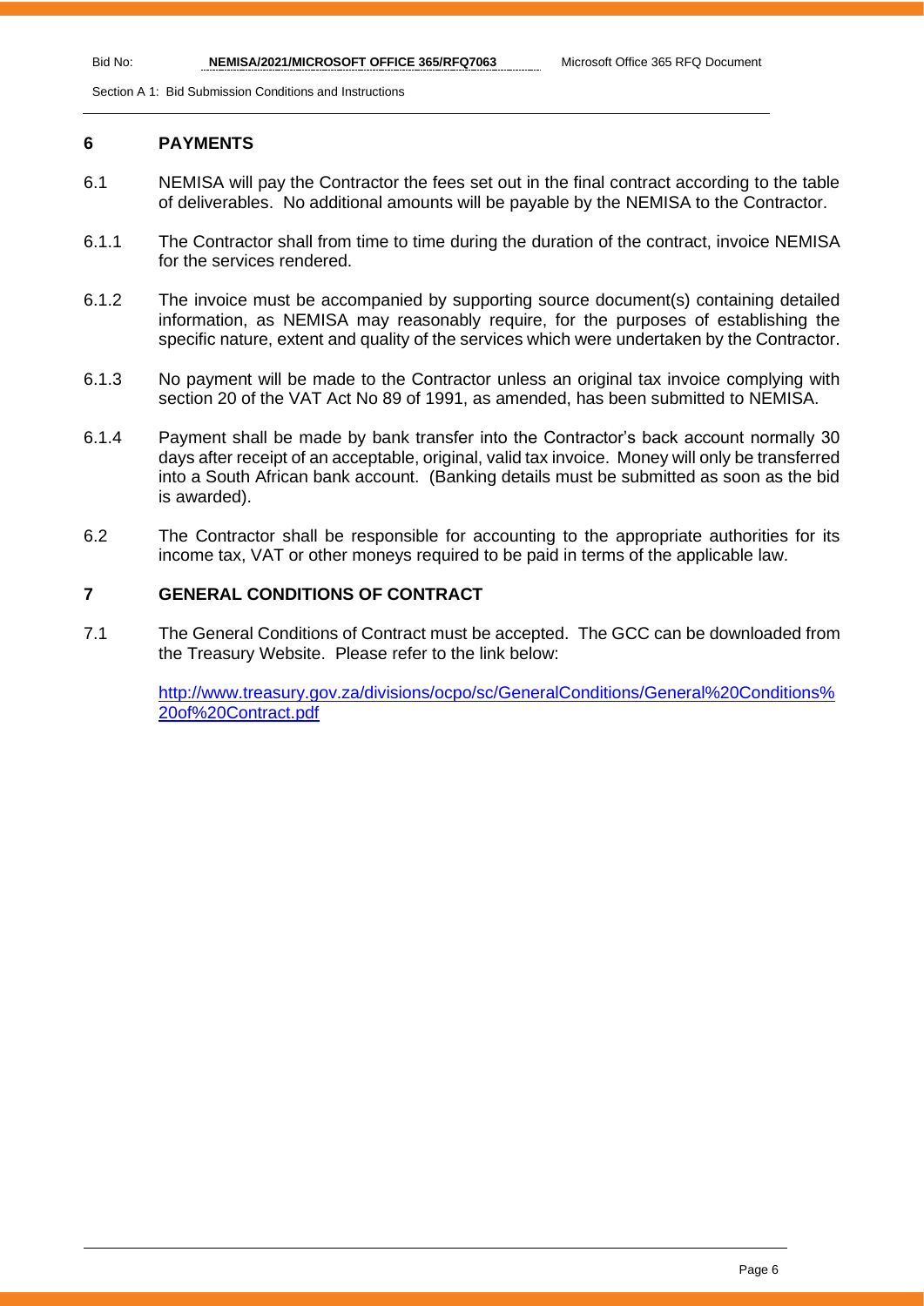## 6 PAYMENTS

6.1 NEMISA will pay the Contractor the fees set out in the final contract according to the table of deliverables. No additional amounts will be payable by the NEMISA to the Contractor.

6.1.1 The Contractor shall from time to time during the duration of the contract, invoice NEMISA for the services rendered.

6.1.2 The invoice must be accompanied by supporting source document(s) containing detailed information, as NEMISA may reasonably require, for the purposes of establishing the specific nature, extent and quality of the services which were undertaken by the Contractor.

6.1.3 No payment will be made to the Contractor unless an original tax invoice complying with section 20 of the VAT Act No 89 of 1991, as amended, has been submitted to NEMISA.

6.1.4 Payment shall be made by bank transfer into the Contractor's back account normally 30 days after receipt of an acceptable, original, valid tax invoice. Money will only be transferred into a South African bank account. (Banking details must be submitted as soon as the bid is awarded).

6.2 The Contractor shall be responsible for accounting to the appropriate authorities for its income tax, VAT or other moneys required to be paid in terms of the applicable law.

## 7 GENERAL CONDITIONS OF CONTRACT

7.1 The General Conditions of Contract must be accepted. The GCC can be downloaded from the Treasury Website. Please refer to the link below:

http://www.treasury.gov.za/divisions/ocpo/sc/GeneralConditions/General%20Conditions%20of%20Contract.pdf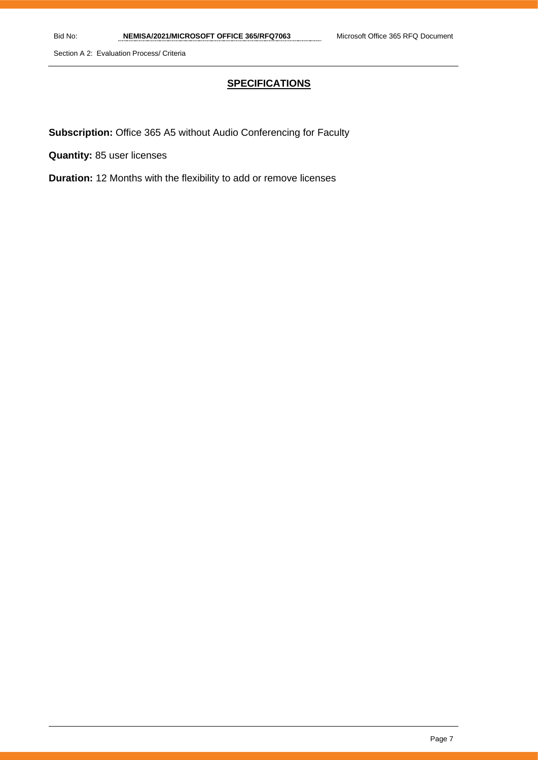## SPECIFICATIONS

**Subscription:** Office 365 A5 without Audio Conferencing for Faculty

**Quantity:** 85 user licenses

**Duration:** 12 Months with the flexibility to add or remove licenses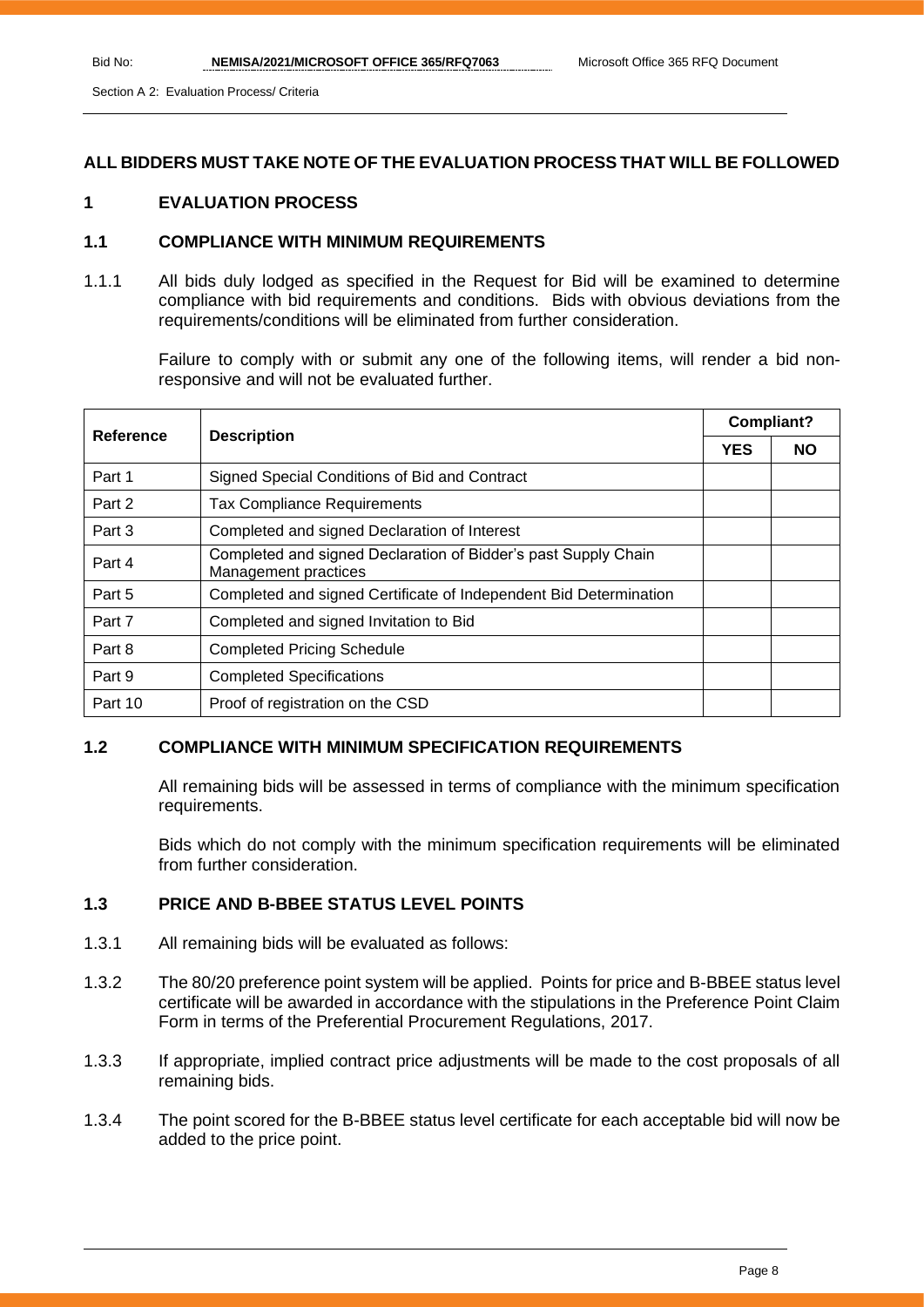**ALL BIDDERS MUST TAKE NOTE OF THE EVALUATION PROCESS THAT WILL BE FOLLOWED**

## 1 EVALUATION PROCESS

### 1.1 COMPLIANCE WITH MINIMUM REQUIREMENTS

1.1.1 All bids duly lodged as specified in the Request for Bid will be examined to determine compliance with bid requirements and conditions. Bids with obvious deviations from the requirements/conditions will be eliminated from further consideration.

Failure to comply with or submit any one of the following items, will render a bid non-responsive and will not be evaluated further.

| Reference | Description | Compliant? | |
|---|---|---|---|
| | | YES | NO |
| Part 1 | Signed Special Conditions of Bid and Contract | | |
| Part 2 | Tax Compliance Requirements | | |
| Part 3 | Completed and signed Declaration of Interest | | |
| Part 4 | Completed and signed Declaration of Bidder's past Supply Chain Management practices | | |
| Part 5 | Completed and signed Certificate of Independent Bid Determination | | |
| Part 7 | Completed and signed Invitation to Bid | | |
| Part 8 | Completed Pricing Schedule | | |
| Part 9 | Completed Specifications | | |
| Part 10 | Proof of registration on the CSD | | |

### 1.2 COMPLIANCE WITH MINIMUM SPECIFICATION REQUIREMENTS

All remaining bids will be assessed in terms of compliance with the minimum specification requirements.

Bids which do not comply with the minimum specification requirements will be eliminated from further consideration.

### 1.3 PRICE AND B-BBEE STATUS LEVEL POINTS

1.3.1 All remaining bids will be evaluated as follows:

1.3.2 The 80/20 preference point system will be applied. Points for price and B-BBEE status level certificate will be awarded in accordance with the stipulations in the Preference Point Claim Form in terms of the Preferential Procurement Regulations, 2017.

1.3.3 If appropriate, implied contract price adjustments will be made to the cost proposals of all remaining bids.

1.3.4 The point scored for the B-BBEE status level certificate for each acceptable bid will now be added to the price point.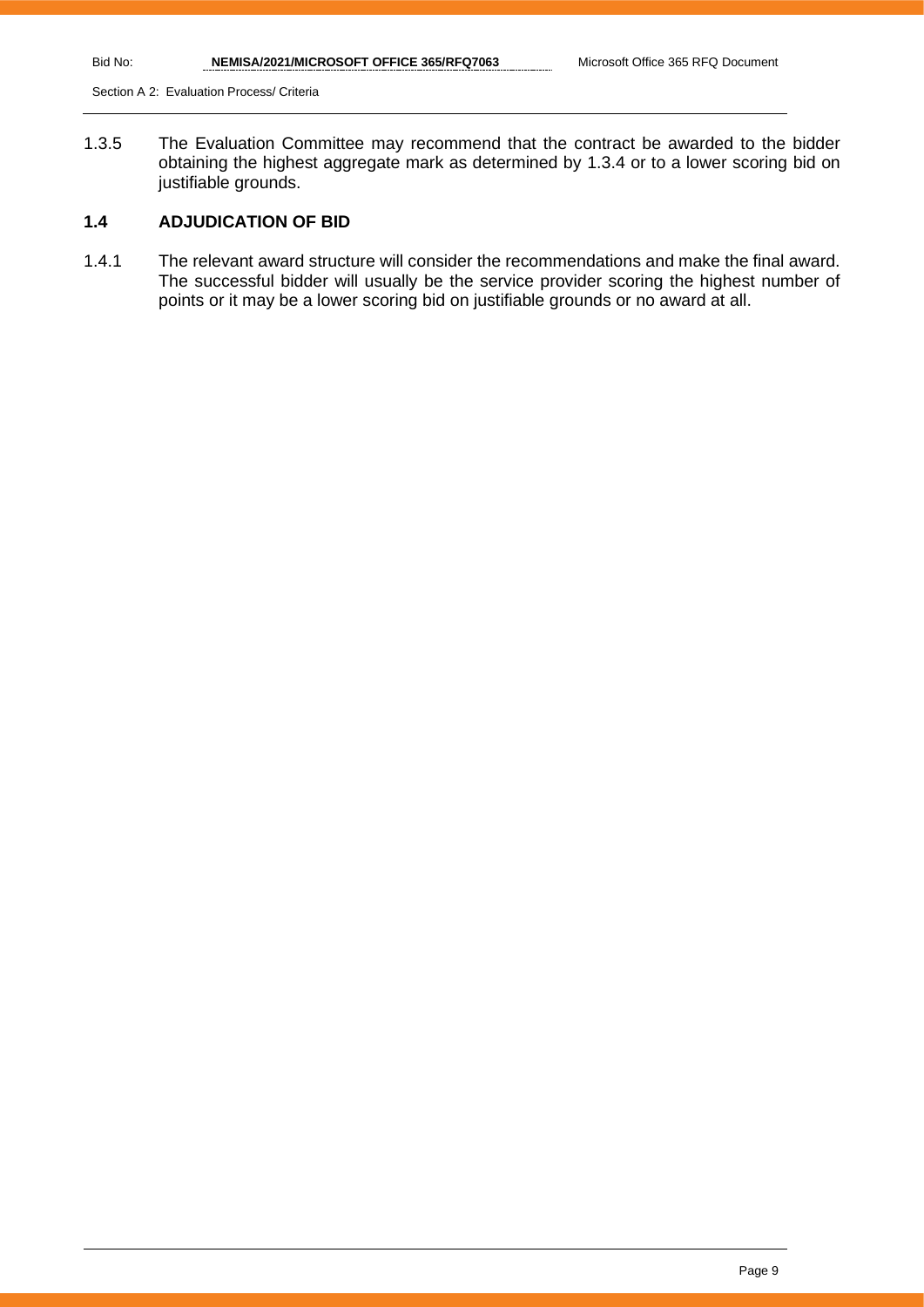1.3.5 The Evaluation Committee may recommend that the contract be awarded to the bidder obtaining the highest aggregate mark as determined by 1.3.4 or to a lower scoring bid on justifiable grounds.

## 1.4 ADJUDICATION OF BID

1.4.1 The relevant award structure will consider the recommendations and make the final award. The successful bidder will usually be the service provider scoring the highest number of points or it may be a lower scoring bid on justifiable grounds or no award at all.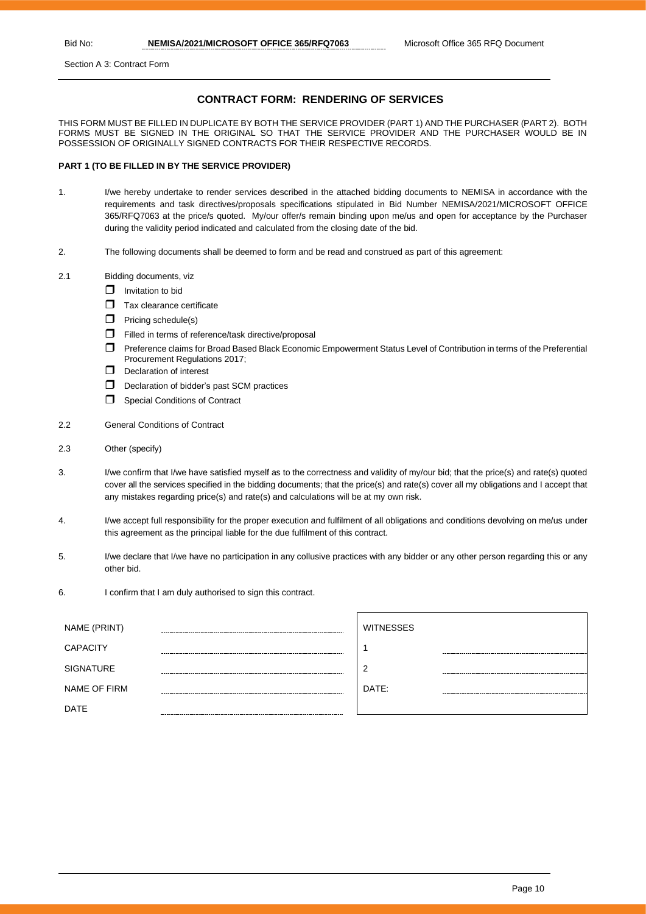Section A 3: Contract Form

## CONTRACT FORM: RENDERING OF SERVICES

THIS FORM MUST BE FILLED IN DUPLICATE BY BOTH THE SERVICE PROVIDER (PART 1) AND THE PURCHASER (PART 2). BOTH FORMS MUST BE SIGNED IN THE ORIGINAL SO THAT THE SERVICE PROVIDER AND THE PURCHASER WOULD BE IN POSSESSION OF ORIGINALLY SIGNED CONTRACTS FOR THEIR RESPECTIVE RECORDS.

**PART 1 (TO BE FILLED IN BY THE SERVICE PROVIDER)**

1. I/we hereby undertake to render services described in the attached bidding documents to NEMISA in accordance with the requirements and task directives/proposals specifications stipulated in Bid Number NEMISA/2021/MICROSOFT OFFICE 365/RFQ7063 at the price/s quoted. My/our offer/s remain binding upon me/us and open for acceptance by the Purchaser during the validity period indicated and calculated from the closing date of the bid.

2. The following documents shall be deemed to form and be read and construed as part of this agreement:

2.1 Bidding documents, viz

- ☐ Invitation to bid
- ☐ Tax clearance certificate
- ☐ Pricing schedule(s)
- ☐ Filled in terms of reference/task directive/proposal
- ☐ Preference claims for Broad Based Black Economic Empowerment Status Level of Contribution in terms of the Preferential Procurement Regulations 2017;
- ☐ Declaration of interest
- ☐ Declaration of bidder's past SCM practices
- ☐ Special Conditions of Contract

2.2 General Conditions of Contract

2.3 Other (specify)

3. I/we confirm that I/we have satisfied myself as to the correctness and validity of my/our bid; that the price(s) and rate(s) quoted cover all the services specified in the bidding documents; that the price(s) and rate(s) cover all my obligations and I accept that any mistakes regarding price(s) and rate(s) and calculations will be at my own risk.

4. I/we accept full responsibility for the proper execution and fulfilment of all obligations and conditions devolving on me/us under this agreement as the principal liable for the due fulfilment of this contract.

5. I/we declare that I/we have no participation in any collusive practices with any bidder or any other person regarding this or any other bid.

6. I confirm that I am duly authorised to sign this contract.

| | | | |
|---|---|---|---|
| NAME (PRINT) | ............................................ | WITNESSES | |
| CAPACITY | ............................................ | 1 | ............................................ |
| SIGNATURE | ............................................ | 2 | ............................................ |
| NAME OF FIRM | ............................................ | DATE: | ............................................ |
| DATE | ............................................ | | |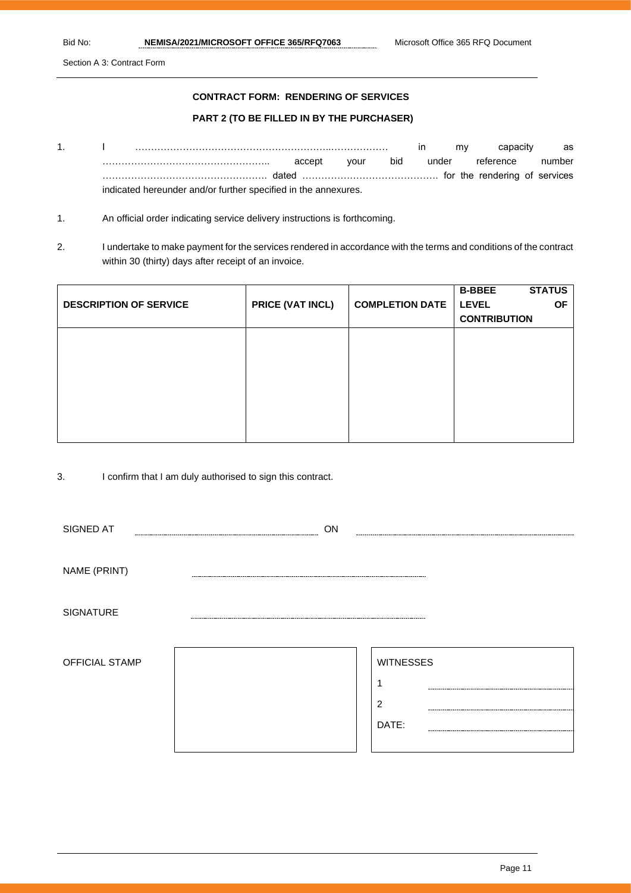Section A 3: Contract Form

**CONTRACT FORM: RENDERING OF SERVICES**

**PART 2 (TO BE FILLED IN BY THE PURCHASER)**

1. I ……………………………………………………..……………… in my capacity as …………………………………………….. accept your bid under reference number ……………………………………………. dated ……………………………………. for the rendering of services indicated hereunder and/or further specified in the annexures.

1. An official order indicating service delivery instructions is forthcoming.

2. I undertake to make payment for the services rendered in accordance with the terms and conditions of the contract within 30 (thirty) days after receipt of an invoice.

| DESCRIPTION OF SERVICE | PRICE (VAT INCL) | COMPLETION DATE | B-BBEE STATUS LEVEL OF CONTRIBUTION |
|---|---|---|---|
| | | | |

3. I confirm that I am duly authorised to sign this contract.

SIGNED AT ………………………………………… ON …………………………………………

NAME (PRINT) …………………………………………

SIGNATURE …………………………………………

OFFICIAL STAMP

WITNESSES

1 …………………………

2 …………………………

DATE: …………………………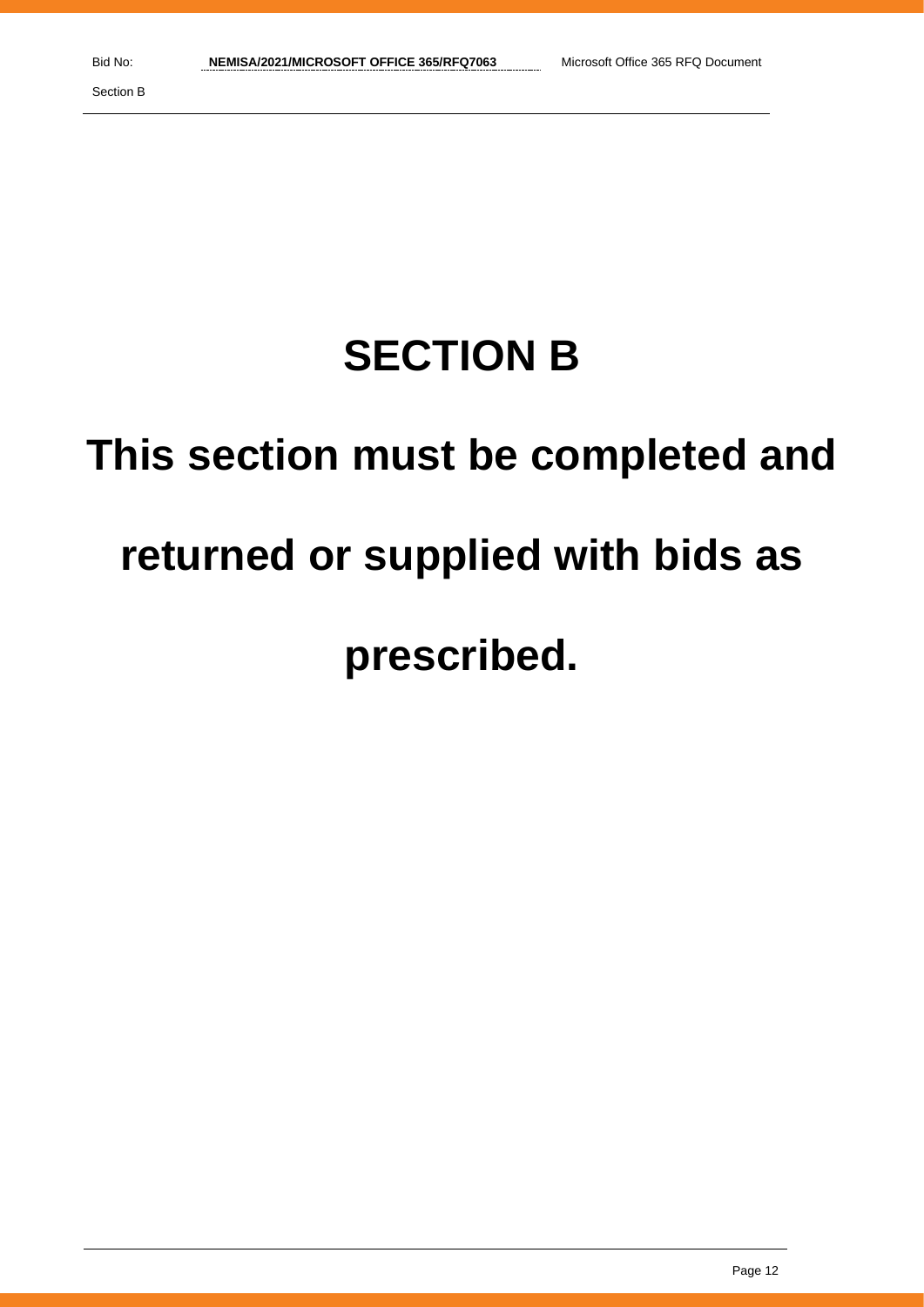# SECTION B

# This section must be completed and returned or supplied with bids as prescribed.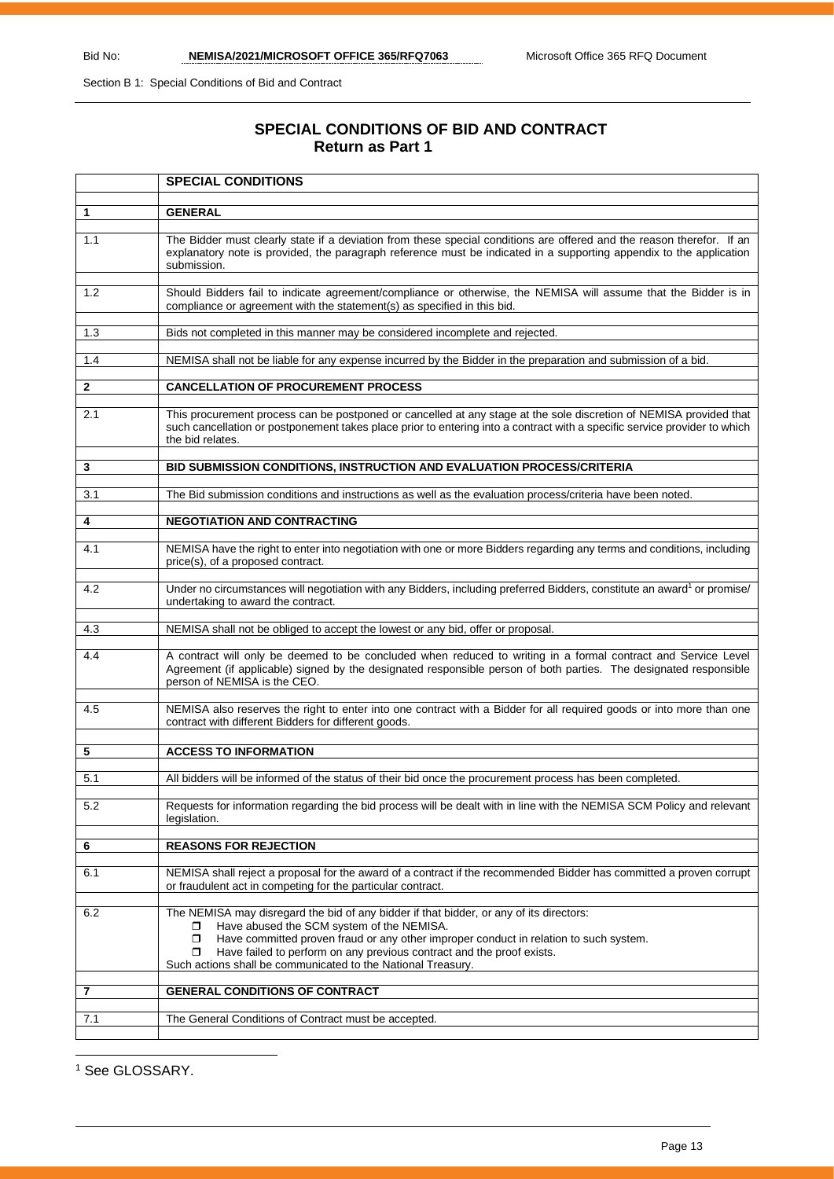Section B 1: Special Conditions of Bid and Contract

## SPECIAL CONDITIONS OF BID AND CONTRACT
### Return as Part 1

| | **SPECIAL CONDITIONS** |
|---|---|
| **1** | **GENERAL** |
| 1.1 | The Bidder must clearly state if a deviation from these special conditions are offered and the reason therefor. If an explanatory note is provided, the paragraph reference must be indicated in a supporting appendix to the application submission. |
| 1.2 | Should Bidders fail to indicate agreement/compliance or otherwise, the NEMISA will assume that the Bidder is in compliance or agreement with the statement(s) as specified in this bid. |
| 1.3 | Bids not completed in this manner may be considered incomplete and rejected. |
| 1.4 | NEMISA shall not be liable for any expense incurred by the Bidder in the preparation and submission of a bid. |
| **2** | **CANCELLATION OF PROCUREMENT PROCESS** |
| 2.1 | This procurement process can be postponed or cancelled at any stage at the sole discretion of NEMISA provided that such cancellation or postponement takes place prior to entering into a contract with a specific service provider to which the bid relates. |
| **3** | **BID SUBMISSION CONDITIONS, INSTRUCTION AND EVALUATION PROCESS/CRITERIA** |
| 3.1 | The Bid submission conditions and instructions as well as the evaluation process/criteria have been noted. |
| **4** | **NEGOTIATION AND CONTRACTING** |
| 4.1 | NEMISA have the right to enter into negotiation with one or more Bidders regarding any terms and conditions, including price(s), of a proposed contract. |
| 4.2 | Under no circumstances will negotiation with any Bidders, including preferred Bidders, constitute an award[1] or promise/ undertaking to award the contract. |
| 4.3 | NEMISA shall not be obliged to accept the lowest or any bid, offer or proposal. |
| 4.4 | A contract will only be deemed to be concluded when reduced to writing in a formal contract and Service Level Agreement (if applicable) signed by the designated responsible person of both parties. The designated responsible person of NEMISA is the CEO. |
| 4.5 | NEMISA also reserves the right to enter into one contract with a Bidder for all required goods or into more than one contract with different Bidders for different goods. |
| **5** | **ACCESS TO INFORMATION** |
| 5.1 | All bidders will be informed of the status of their bid once the procurement process has been completed. |
| 5.2 | Requests for information regarding the bid process will be dealt with in line with the NEMISA SCM Policy and relevant legislation. |
| **6** | **REASONS FOR REJECTION** |
| 6.1 | NEMISA shall reject a proposal for the award of a contract if the recommended Bidder has committed a proven corrupt or fraudulent act in competing for the particular contract. |
| 6.2 | The NEMISA may disregard the bid of any bidder if that bidder, or any of its directors:<br>❒ Have abused the SCM system of the NEMISA.<br>❒ Have committed proven fraud or any other improper conduct in relation to such system.<br>❒ Have failed to perform on any previous contract and the proof exists.<br>Such actions shall be communicated to the National Treasury. |
| **7** | **GENERAL CONDITIONS OF CONTRACT** |
| 7.1 | The General Conditions of Contract must be accepted. |

[1] See GLOSSARY.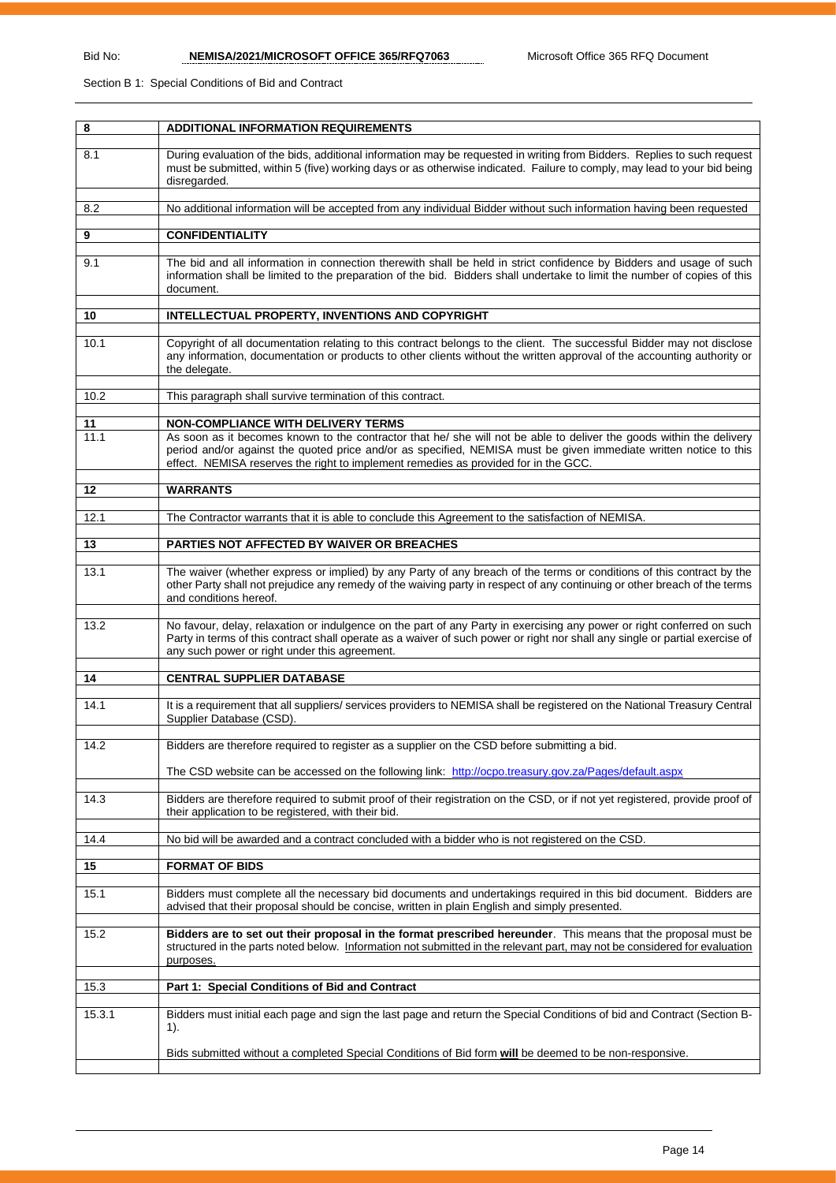Section B 1: Special Conditions of Bid and Contract

| | |
|---|---|
| **8** | **ADDITIONAL INFORMATION REQUIREMENTS** |
| 8.1 | During evaluation of the bids, additional information may be requested in writing from Bidders. Replies to such request must be submitted, within 5 (five) working days or as otherwise indicated. Failure to comply, may lead to your bid being disregarded. |
| 8.2 | No additional information will be accepted from any individual Bidder without such information having been requested |
| **9** | **CONFIDENTIALITY** |
| 9.1 | The bid and all information in connection therewith shall be held in strict confidence by Bidders and usage of such information shall be limited to the preparation of the bid. Bidders shall undertake to limit the number of copies of this document. |
| **10** | **INTELLECTUAL PROPERTY, INVENTIONS AND COPYRIGHT** |
| 10.1 | Copyright of all documentation relating to this contract belongs to the client. The successful Bidder may not disclose any information, documentation or products to other clients without the written approval of the accounting authority or the delegate. |
| 10.2 | This paragraph shall survive termination of this contract. |
| **11** | **NON-COMPLIANCE WITH DELIVERY TERMS** |
| 11.1 | As soon as it becomes known to the contractor that he/ she will not be able to deliver the goods within the delivery period and/or against the quoted price and/or as specified, NEMISA must be given immediate written notice to this effect. NEMISA reserves the right to implement remedies as provided for in the GCC. |
| **12** | **WARRANTS** |
| 12.1 | The Contractor warrants that it is able to conclude this Agreement to the satisfaction of NEMISA. |
| **13** | **PARTIES NOT AFFECTED BY WAIVER OR BREACHES** |
| 13.1 | The waiver (whether express or implied) by any Party of any breach of the terms or conditions of this contract by the other Party shall not prejudice any remedy of the waiving party in respect of any continuing or other breach of the terms and conditions hereof. |
| 13.2 | No favour, delay, relaxation or indulgence on the part of any Party in exercising any power or right conferred on such Party in terms of this contract shall operate as a waiver of such power or right nor shall any single or partial exercise of any such power or right under this agreement. |
| **14** | **CENTRAL SUPPLIER DATABASE** |
| 14.1 | It is a requirement that all suppliers/ services providers to NEMISA shall be registered on the National Treasury Central Supplier Database (CSD). |
| 14.2 | Bidders are therefore required to register as a supplier on the CSD before submitting a bid.<br><br>The CSD website can be accessed on the following link: http://ocpo.treasury.gov.za/Pages/default.aspx |
| 14.3 | Bidders are therefore required to submit proof of their registration on the CSD, or if not yet registered, provide proof of their application to be registered, with their bid. |
| 14.4 | No bid will be awarded and a contract concluded with a bidder who is not registered on the CSD. |
| **15** | **FORMAT OF BIDS** |
| 15.1 | Bidders must complete all the necessary bid documents and undertakings required in this bid document. Bidders are advised that their proposal should be concise, written in plain English and simply presented. |
| 15.2 | **Bidders are to set out their proposal in the format prescribed hereunder**. This means that the proposal must be structured in the parts noted below. <u>Information not submitted in the relevant part, may not be considered for evaluation purposes.</u> |
| 15.3 | **Part 1: Special Conditions of Bid and Contract** |
| 15.3.1 | Bidders must initial each page and sign the last page and return the Special Conditions of bid and Contract (Section B-1).<br><br>Bids submitted without a completed Special Conditions of Bid form **<u>will</u>** be deemed to be non-responsive. |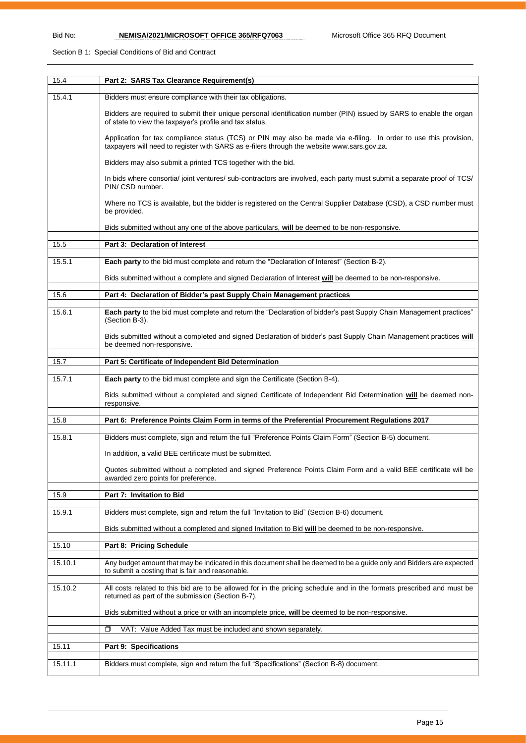Section B 1: Special Conditions of Bid and Contract

| 15.4 | **Part 2: SARS Tax Clearance Requirement(s)** |
| --- | --- |
| 15.4.1 | Bidders must ensure compliance with their tax obligations.<br><br>Bidders are required to submit their unique personal identification number (PIN) issued by SARS to enable the organ of state to view the taxpayer's profile and tax status.<br><br>Application for tax compliance status (TCS) or PIN may also be made via e-filing. In order to use this provision, taxpayers will need to register with SARS as e-filers through the website www.sars.gov.za.<br><br>Bidders may also submit a printed TCS together with the bid.<br><br>In bids where consortia/ joint ventures/ sub-contractors are involved, each party must submit a separate proof of TCS/ PIN/ CSD number.<br><br>Where no TCS is available, but the bidder is registered on the Central Supplier Database (CSD), a CSD number must be provided.<br><br>Bids submitted without any one of the above particulars, **will** be deemed to be non-responsive. |
| 15.5 | **Part 3: Declaration of Interest** |
| 15.5.1 | **Each party** to the bid must complete and return the "Declaration of Interest" (Section B-2).<br><br>Bids submitted without a complete and signed Declaration of Interest **will** be deemed to be non-responsive. |
| 15.6 | **Part 4: Declaration of Bidder's past Supply Chain Management practices** |
| 15.6.1 | **Each party** to the bid must complete and return the "Declaration of bidder's past Supply Chain Management practices" (Section B-3).<br><br>Bids submitted without a completed and signed Declaration of bidder's past Supply Chain Management practices **will** be deemed non-responsive. |
| 15.7 | **Part 5: Certificate of Independent Bid Determination** |
| 15.7.1 | **Each party** to the bid must complete and sign the Certificate (Section B-4).<br><br>Bids submitted without a completed and signed Certificate of Independent Bid Determination **will** be deemed non-responsive. |
| 15.8 | **Part 6: Preference Points Claim Form in terms of the Preferential Procurement Regulations 2017** |
| 15.8.1 | Bidders must complete, sign and return the full "Preference Points Claim Form" (Section B-5) document.<br><br>In addition, a valid BEE certificate must be submitted.<br><br>Quotes submitted without a completed and signed Preference Points Claim Form and a valid BEE certificate will be awarded zero points for preference. |
| 15.9 | **Part 7: Invitation to Bid** |
| 15.9.1 | Bidders must complete, sign and return the full "Invitation to Bid" (Section B-6) document.<br><br>Bids submitted without a completed and signed Invitation to Bid **will** be deemed to be non-responsive. |
| 15.10 | **Part 8: Pricing Schedule** |
| 15.10.1 | Any budget amount that may be indicated in this document shall be deemed to be a guide only and Bidders are expected to submit a costing that is fair and reasonable. |
| 15.10.2 | All costs related to this bid are to be allowed for in the pricing schedule and in the formats prescribed and must be returned as part of the submission (Section B-7).<br><br>Bids submitted without a price or with an incomplete price, **will** be deemed to be non-responsive. |
| | ❒ VAT: Value Added Tax must be included and shown separately. |
| 15.11 | **Part 9: Specifications** |
| 15.11.1 | Bidders must complete, sign and return the full "Specifications" (Section B-8) document. |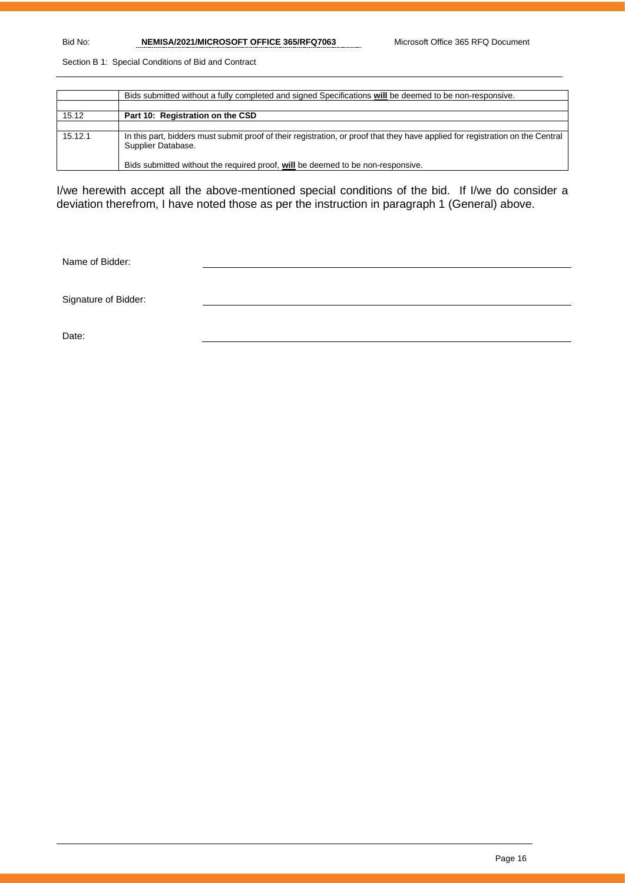| | |
|---|---|
| | Bids submitted without a fully completed and signed Specifications **will** be deemed to be non-responsive. |
| | |
| 15.12 | **Part 10: Registration on the CSD** |
| | |
| 15.12.1 | In this part, bidders must submit proof of their registration, or proof that they have applied for registration on the Central Supplier Database.<br><br>Bids submitted without the required proof, **will** be deemed to be non-responsive. |

I/we herewith accept all the above-mentioned special conditions of the bid. If I/we do consider a deviation therefrom, I have noted those as per the instruction in paragraph 1 (General) above.

Name of Bidder: \_\_\_\_\_\_\_\_\_\_\_\_\_\_\_\_\_\_\_\_\_\_\_\_\_\_\_\_\_\_\_\_\_\_\_\_\_\_\_\_

Signature of Bidder: \_\_\_\_\_\_\_\_\_\_\_\_\_\_\_\_\_\_\_\_\_\_\_\_\_\_\_\_\_\_\_\_\_\_\_\_\_\_\_\_

Date: \_\_\_\_\_\_\_\_\_\_\_\_\_\_\_\_\_\_\_\_\_\_\_\_\_\_\_\_\_\_\_\_\_\_\_\_\_\_\_\_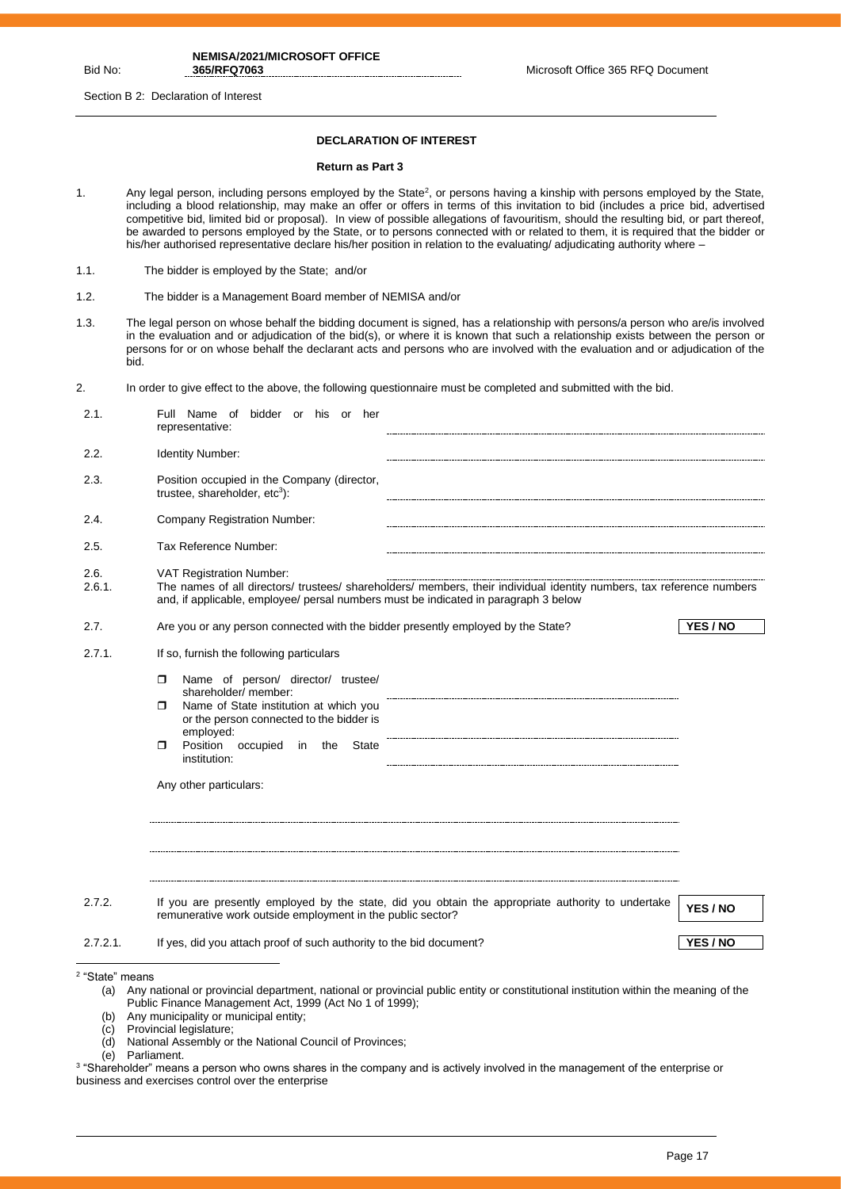Section B 2: Declaration of Interest

## DECLARATION OF INTEREST

**Return as Part 3**

1. Any legal person, including persons employed by the State[2], or persons having a kinship with persons employed by the State, including a blood relationship, may make an offer or offers in terms of this invitation to bid (includes a price bid, advertised competitive bid, limited bid or proposal). In view of possible allegations of favouritism, should the resulting bid, or part thereof, be awarded to persons employed by the State, or to persons connected with or related to them, it is required that the bidder or his/her authorised representative declare his/her position in relation to the evaluating/ adjudicating authority where –

1.1. The bidder is employed by the State; and/or

1.2. The bidder is a Management Board member of NEMISA and/or

1.3. The legal person on whose behalf the bidding document is signed, has a relationship with persons/a person who are/is involved in the evaluation and or adjudication of the bid(s), or where it is known that such a relationship exists between the person or persons for or on whose behalf the declarant acts and persons who are involved with the evaluation and or adjudication of the bid.

2. In order to give effect to the above, the following questionnaire must be completed and submitted with the bid.

2.1. Full Name of bidder or his or her representative: ..............................

2.2. Identity Number: ..............................

2.3. Position occupied in the Company (director, trustee, shareholder, etc[3]): ..............................

2.4. Company Registration Number: ..............................

2.5. Tax Reference Number: ..............................

2.6. VAT Registration Number: ..............................

2.6.1. The names of all directors/ trustees/ shareholders/ members, their individual identity numbers, tax reference numbers and, if applicable, employee/ persal numbers must be indicated in paragraph 3 below

2.7. Are you or any person connected with the bidder presently employed by the State? **YES / NO**

2.7.1. If so, furnish the following particulars

- ☐ Name of person/ director/ trustee/ shareholder/ member: ..............................
- ☐ Name of State institution at which you or the person connected to the bidder is employed: ..............................
- ☐ Position occupied in the State institution: ..............................

Any other particulars:

..............................

..............................

..............................

2.7.2. If you are presently employed by the state, did you obtain the appropriate authority to undertake remunerative work outside employment in the public sector? **YES / NO**

2.7.2.1. If yes, did you attach proof of such authority to the bid document? **YES / NO**

---

[2] "State" means

(a) Any national or provincial department, national or provincial public entity or constitutional institution within the meaning of the Public Finance Management Act, 1999 (Act No 1 of 1999);
(b) Any municipality or municipal entity;
(c) Provincial legislature;
(d) National Assembly or the National Council of Provinces;
(e) Parliament.

[3] "Shareholder" means a person who owns shares in the company and is actively involved in the management of the enterprise or business and exercises control over the enterprise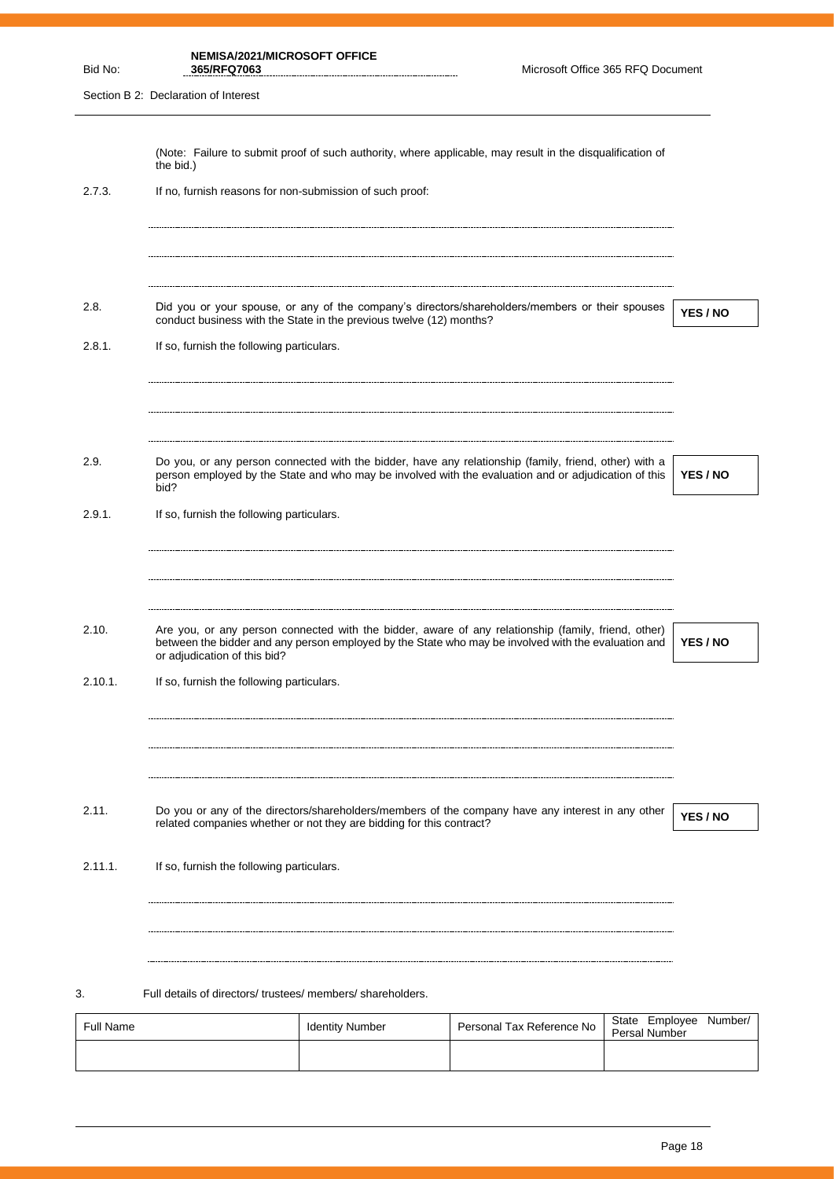(Note: Failure to submit proof of such authority, where applicable, may result in the disqualification of the bid.)

2.7.3. If no, furnish reasons for non-submission of such proof:

.................................................................................................................................

.................................................................................................................................

.................................................................................................................................

2.8. Did you or your spouse, or any of the company's directors/shareholders/members or their spouses conduct business with the State in the previous twelve (12) months? **YES / NO**

2.8.1. If so, furnish the following particulars.

.................................................................................................................................

.................................................................................................................................

.................................................................................................................................

2.9. Do you, or any person connected with the bidder, have any relationship (family, friend, other) with a person employed by the State and who may be involved with the evaluation and or adjudication of this bid? **YES / NO**

2.9.1. If so, furnish the following particulars.

.................................................................................................................................

.................................................................................................................................

.................................................................................................................................

2.10. Are you, or any person connected with the bidder, aware of any relationship (family, friend, other) between the bidder and any person employed by the State who may be involved with the evaluation and or adjudication of this bid? **YES / NO**

2.10.1. If so, furnish the following particulars.

.................................................................................................................................

.................................................................................................................................

.................................................................................................................................

2.11. Do you or any of the directors/shareholders/members of the company have any interest in any other related companies whether or not they are bidding for this contract? **YES / NO**

2.11.1. If so, furnish the following particulars.

.................................................................................................................................

.................................................................................................................................

.................................................................................................................................

3. Full details of directors/ trustees/ members/ shareholders.

| Full Name | Identity Number | Personal Tax Reference No | State Employee Number/ Persal Number |
|---|---|---|---|
| | | | |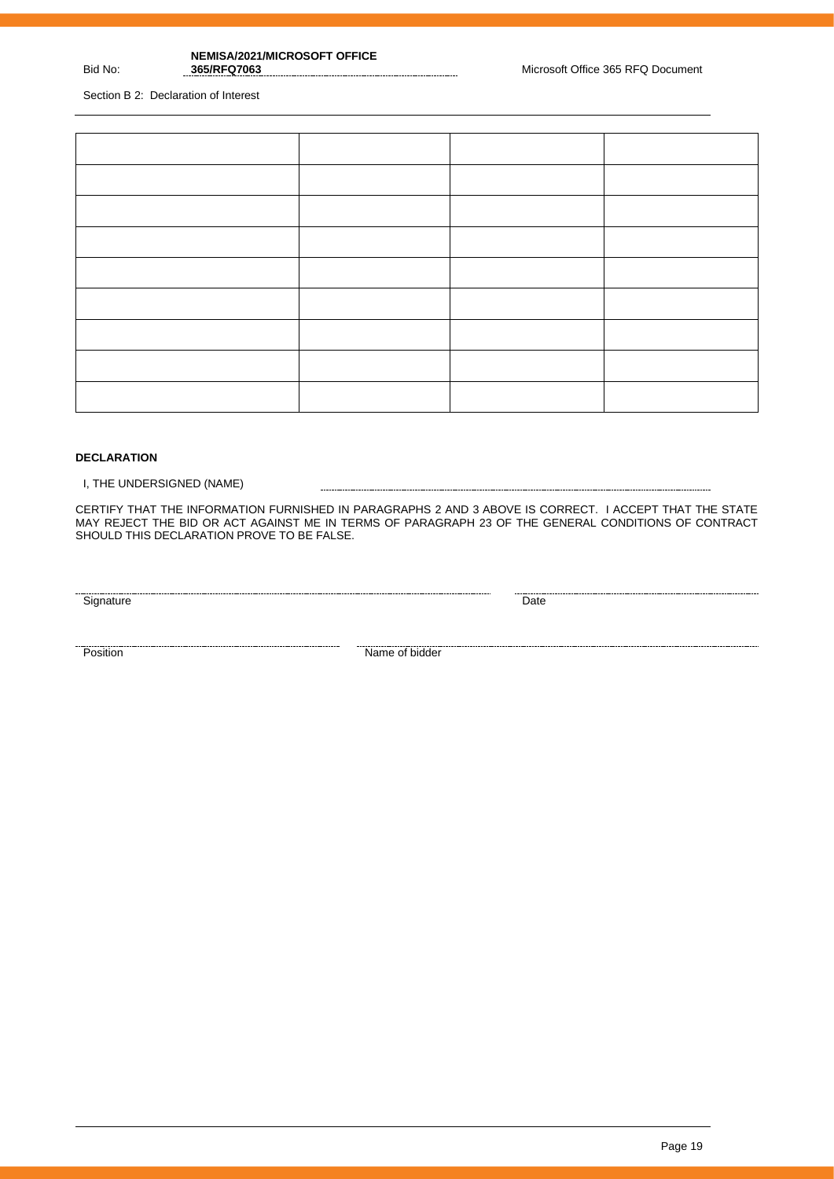Section B 2: Declaration of Interest

| | | | |
|---|---|---|---|
| | | | |
| | | | |
| | | | |
| | | | |
| | | | |
| | | | |
| | | | |
| | | | |

**DECLARATION**

I, THE UNDERSIGNED (NAME) ……………………………………………………………

CERTIFY THAT THE INFORMATION FURNISHED IN PARAGRAPHS 2 AND 3 ABOVE IS CORRECT. I ACCEPT THAT THE STATE MAY REJECT THE BID OR ACT AGAINST ME IN TERMS OF PARAGRAPH 23 OF THE GENERAL CONDITIONS OF CONTRACT SHOULD THIS DECLARATION PROVE TO BE FALSE.

……………………………………………………………
Signature

……………………………………
Date

……………………………………
Position

……………………………………………………………
Name of bidder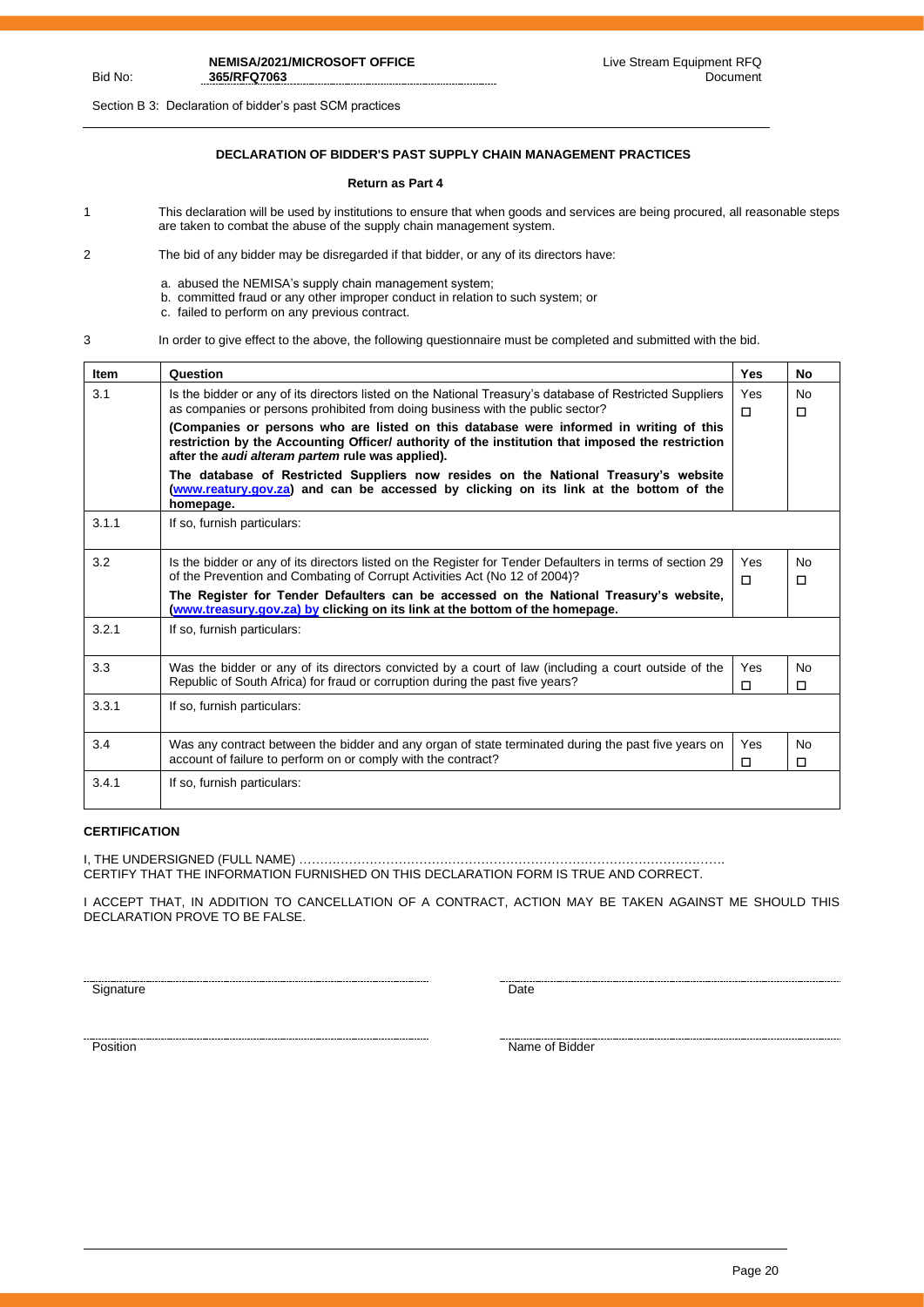Section B 3: Declaration of bidder's past SCM practices

## DECLARATION OF BIDDER'S PAST SUPPLY CHAIN MANAGEMENT PRACTICES

**Return as Part 4**

1 This declaration will be used by institutions to ensure that when goods and services are being procured, all reasonable steps are taken to combat the abuse of the supply chain management system.

2 The bid of any bidder may be disregarded if that bidder, or any of its directors have:

a. abused the NEMISA's supply chain management system;
b. committed fraud or any other improper conduct in relation to such system; or
c. failed to perform on any previous contract.

3 In order to give effect to the above, the following questionnaire must be completed and submitted with the bid.

| Item | Question | Yes | No |
|---|---|---|---|
| 3.1 | Is the bidder or any of its directors listed on the National Treasury's database of Restricted Suppliers as companies or persons prohibited from doing business with the public sector?<br>**(Companies or persons who are listed on this database were informed in writing of this restriction by the Accounting Officer/ authority of the institution that imposed the restriction after the *audi alteram partem* rule was applied).**<br>**The database of Restricted Suppliers now resides on the National Treasury's website (www.reatury.gov.za) and can be accessed by clicking on its link at the bottom of the homepage.** | Yes ☐ | No ☐ |
| 3.1.1 | If so, furnish particulars: | | |
| 3.2 | Is the bidder or any of its directors listed on the Register for Tender Defaulters in terms of section 29 of the Prevention and Combating of Corrupt Activities Act (No 12 of 2004)?<br>**The Register for Tender Defaulters can be accessed on the National Treasury's website, (www.treasury.gov.za) by clicking on its link at the bottom of the homepage.** | Yes ☐ | No ☐ |
| 3.2.1 | If so, furnish particulars: | | |
| 3.3 | Was the bidder or any of its directors convicted by a court of law (including a court outside of the Republic of South Africa) for fraud or corruption during the past five years? | Yes ☐ | No ☐ |
| 3.3.1 | If so, furnish particulars: | | |
| 3.4 | Was any contract between the bidder and any organ of state terminated during the past five years on account of failure to perform on or comply with the contract? | Yes ☐ | No ☐ |
| 3.4.1 | If so, furnish particulars: | | |

**CERTIFICATION**

I, THE UNDERSIGNED (FULL NAME) …………………………………………………………………………………………
CERTIFY THAT THE INFORMATION FURNISHED ON THIS DECLARATION FORM IS TRUE AND CORRECT.

I ACCEPT THAT, IN ADDITION TO CANCELLATION OF A CONTRACT, ACTION MAY BE TAKEN AGAINST ME SHOULD THIS DECLARATION PROVE TO BE FALSE.

| ………………………… | ………………………… |
|---|---|
| Signature | Date |
| ………………………… | ………………………… |
| Position | Name of Bidder |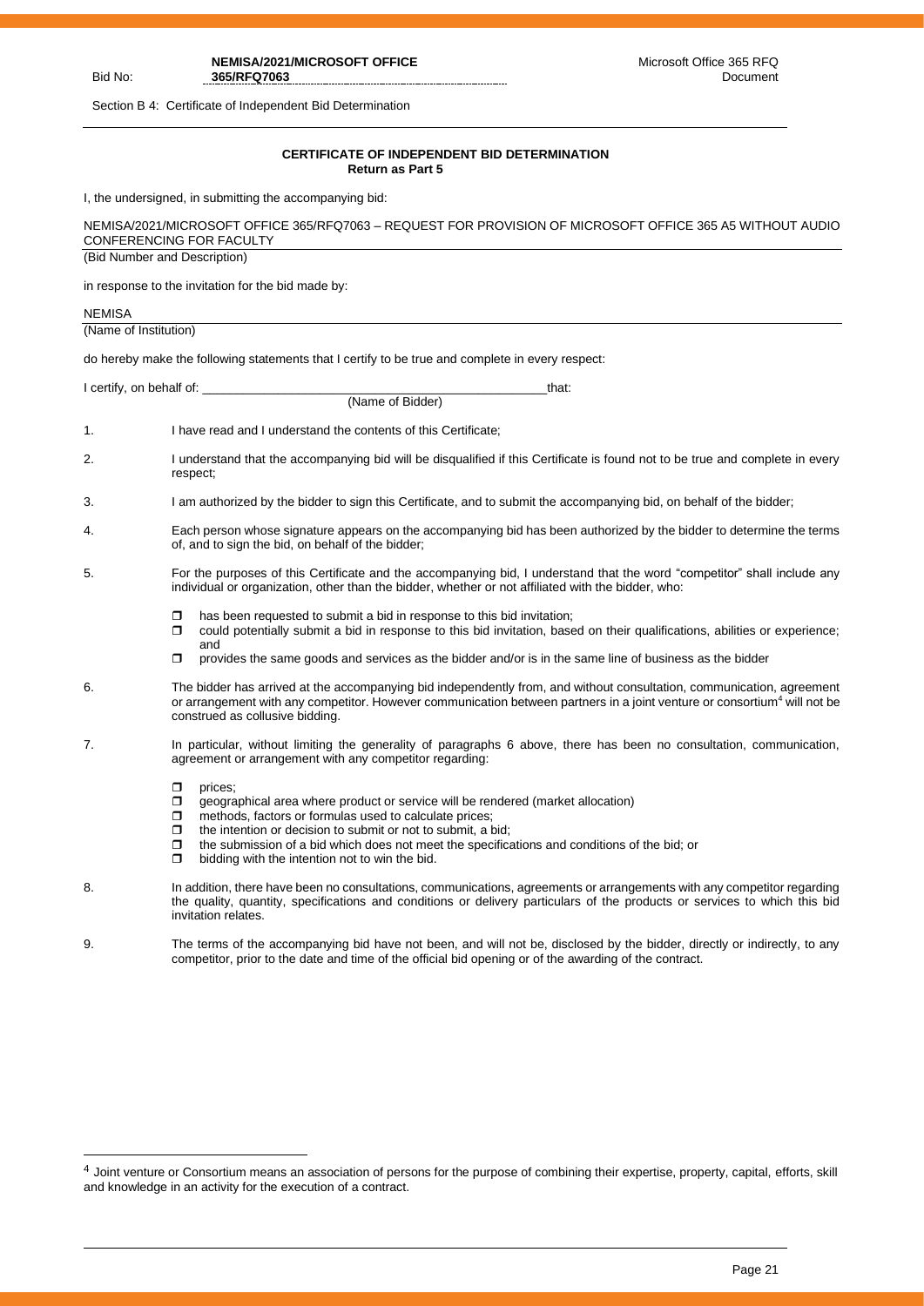Section B 4: Certificate of Independent Bid Determination

## CERTIFICATE OF INDEPENDENT BID DETERMINATION

**Return as Part 5**

I, the undersigned, in submitting the accompanying bid:

NEMISA/2021/MICROSOFT OFFICE 365/RFQ7063 – REQUEST FOR PROVISION OF MICROSOFT OFFICE 365 A5 WITHOUT AUDIO CONFERENCING FOR FACULTY

(Bid Number and Description)

in response to the invitation for the bid made by:

NEMISA

(Name of Institution)

do hereby make the following statements that I certify to be true and complete in every respect:

I certify, on behalf of: ____________________________________________________ that:

(Name of Bidder)

1. I have read and I understand the contents of this Certificate;
2. I understand that the accompanying bid will be disqualified if this Certificate is found not to be true and complete in every respect;
3. I am authorized by the bidder to sign this Certificate, and to submit the accompanying bid, on behalf of the bidder;
4. Each person whose signature appears on the accompanying bid has been authorized by the bidder to determine the terms of, and to sign the bid, on behalf of the bidder;
5. For the purposes of this Certificate and the accompanying bid, I understand that the word "competitor" shall include any individual or organization, other than the bidder, whether or not affiliated with the bidder, who:
   - has been requested to submit a bid in response to this bid invitation;
   - could potentially submit a bid in response to this bid invitation, based on their qualifications, abilities or experience; and
   - provides the same goods and services as the bidder and/or is in the same line of business as the bidder
6. The bidder has arrived at the accompanying bid independently from, and without consultation, communication, agreement or arrangement with any competitor. However communication between partners in a joint venture or consortium[4] will not be construed as collusive bidding.
7. In particular, without limiting the generality of paragraphs 6 above, there has been no consultation, communication, agreement or arrangement with any competitor regarding:
   - prices;
   - geographical area where product or service will be rendered (market allocation)
   - methods, factors or formulas used to calculate prices;
   - the intention or decision to submit or not to submit, a bid;
   - the submission of a bid which does not meet the specifications and conditions of the bid; or
   - bidding with the intention not to win the bid.
8. In addition, there have been no consultations, communications, agreements or arrangements with any competitor regarding the quality, quantity, specifications and conditions or delivery particulars of the products or services to which this bid invitation relates.
9. The terms of the accompanying bid have not been, and will not be, disclosed by the bidder, directly or indirectly, to any competitor, prior to the date and time of the official bid opening or of the awarding of the contract.

---

[4] Joint venture or Consortium means an association of persons for the purpose of combining their expertise, property, capital, efforts, skill and knowledge in an activity for the execution of a contract.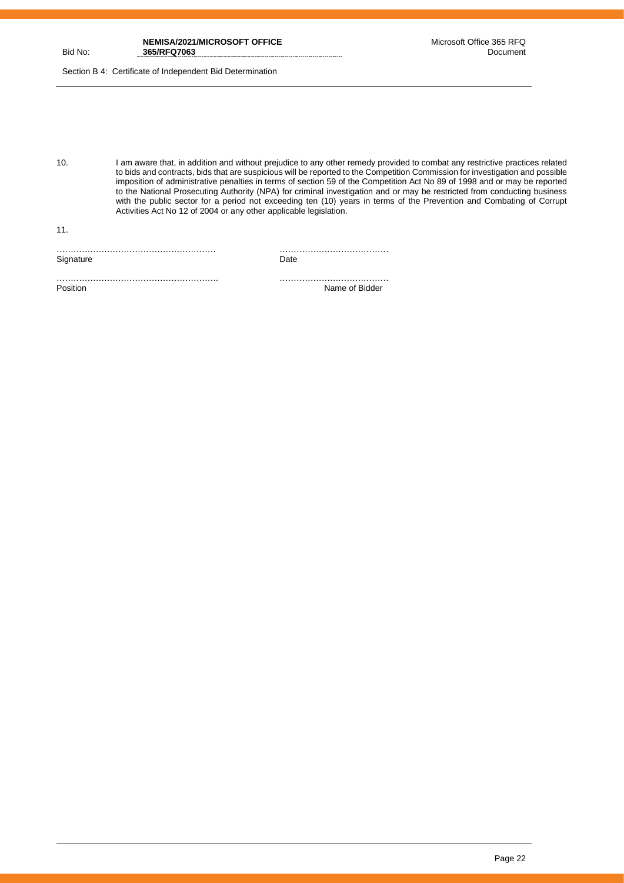10. I am aware that, in addition and without prejudice to any other remedy provided to combat any restrictive practices related to bids and contracts, bids that are suspicious will be reported to the Competition Commission for investigation and possible imposition of administrative penalties in terms of section 59 of the Competition Act No 89 of 1998 and or may be reported to the National Prosecuting Authority (NPA) for criminal investigation and or may be restricted from conducting business with the public sector for a period not exceeding ten (10) years in terms of the Prevention and Combating of Corrupt Activities Act No 12 of 2004 or any other applicable legislation.

11.

………………………………………………… ……………………………….
Signature Date

………………………………………………. ……………………………….
Position Name of Bidder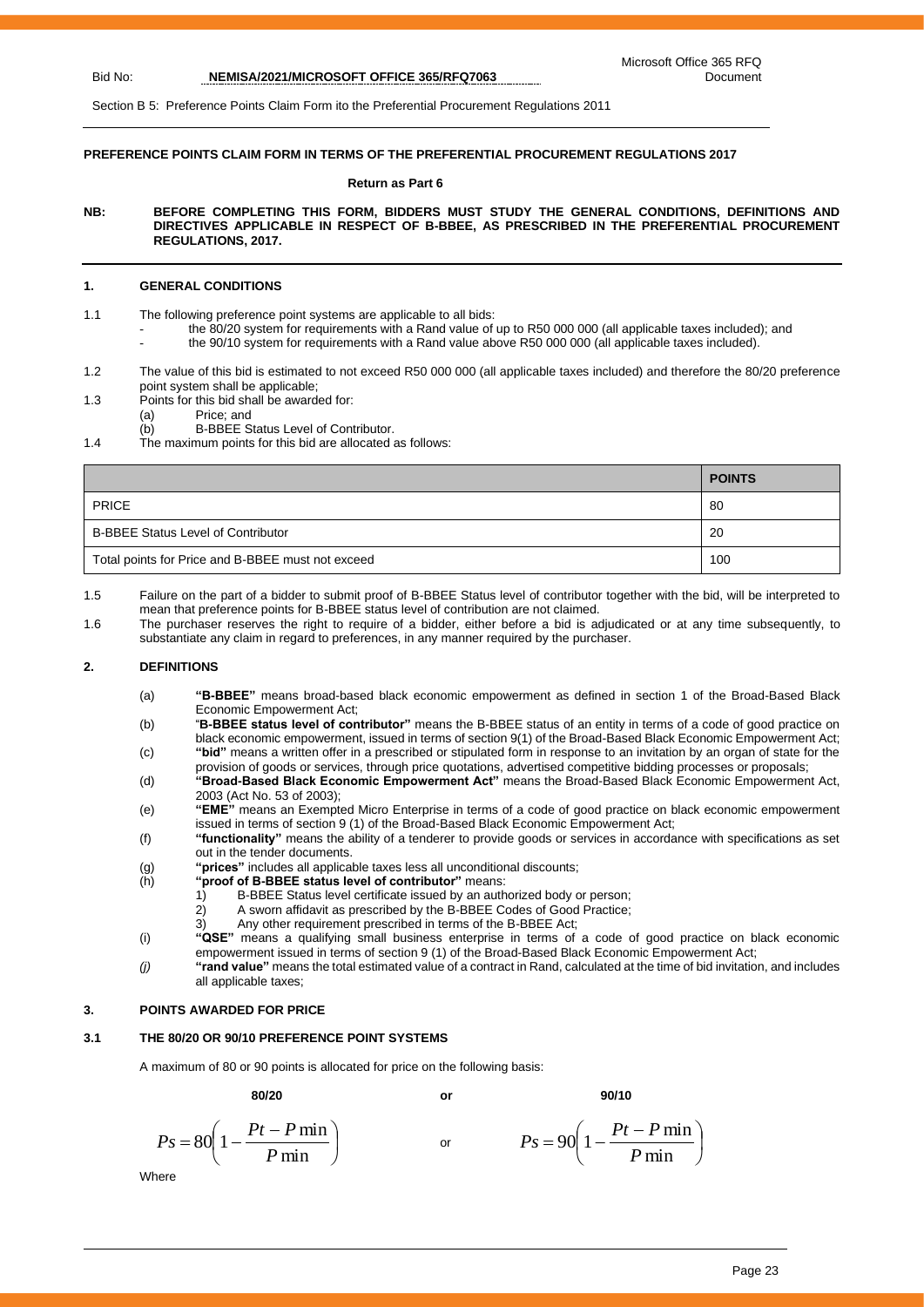Section B 5: Preference Points Claim Form ito the Preferential Procurement Regulations 2011

**PREFERENCE POINTS CLAIM FORM IN TERMS OF THE PREFERENTIAL PROCUREMENT REGULATIONS 2017**

**Return as Part 6**

**NB: BEFORE COMPLETING THIS FORM, BIDDERS MUST STUDY THE GENERAL CONDITIONS, DEFINITIONS AND DIRECTIVES APPLICABLE IN RESPECT OF B-BBEE, AS PRESCRIBED IN THE PREFERENTIAL PROCUREMENT REGULATIONS, 2017.**

## 1. GENERAL CONDITIONS

1.1 The following preference point systems are applicable to all bids:
- the 80/20 system for requirements with a Rand value of up to R50 000 000 (all applicable taxes included); and
- the 90/10 system for requirements with a Rand value above R50 000 000 (all applicable taxes included).

1.2 The value of this bid is estimated to not exceed R50 000 000 (all applicable taxes included) and therefore the 80/20 preference point system shall be applicable;

1.3 Points for this bid shall be awarded for:
(a) Price; and
(b) B-BBEE Status Level of Contributor.

1.4 The maximum points for this bid are allocated as follows:

| | **POINTS** |
|---|---|
| PRICE | 80 |
| B-BBEE Status Level of Contributor | 20 |
| Total points for Price and B-BBEE must not exceed | 100 |

1.5 Failure on the part of a bidder to submit proof of B-BBEE Status level of contributor together with the bid, will be interpreted to mean that preference points for B-BBEE status level of contribution are not claimed.

1.6 The purchaser reserves the right to require of a bidder, either before a bid is adjudicated or at any time subsequently, to substantiate any claim in regard to preferences, in any manner required by the purchaser.

## 2. DEFINITIONS

(a) **"B-BBEE"** means broad-based black economic empowerment as defined in section 1 of the Broad-Based Black Economic Empowerment Act;

(b) "**B-BBEE status level of contributor"** means the B-BBEE status of an entity in terms of a code of good practice on black economic empowerment, issued in terms of section 9(1) of the Broad-Based Black Economic Empowerment Act;

(c) **"bid"** means a written offer in a prescribed or stipulated form in response to an invitation by an organ of state for the provision of goods or services, through price quotations, advertised competitive bidding processes or proposals;

(d) **"Broad-Based Black Economic Empowerment Act"** means the Broad-Based Black Economic Empowerment Act, 2003 (Act No. 53 of 2003);

(e) **"EME"** means an Exempted Micro Enterprise in terms of a code of good practice on black economic empowerment issued in terms of section 9 (1) of the Broad-Based Black Economic Empowerment Act;

(f) **"functionality"** means the ability of a tenderer to provide goods or services in accordance with specifications as set out in the tender documents.

(g) **"prices"** includes all applicable taxes less all unconditional discounts;

(h) **"proof of B-BBEE status level of contributor"** means:
1) B-BBEE Status level certificate issued by an authorized body or person;
2) A sworn affidavit as prescribed by the B-BBEE Codes of Good Practice;
3) Any other requirement prescribed in terms of the B-BBEE Act;

(i) **"QSE"** means a qualifying small business enterprise in terms of a code of good practice on black economic empowerment issued in terms of section 9 (1) of the Broad-Based Black Economic Empowerment Act;

*(j)* **"rand value"** means the total estimated value of a contract in Rand, calculated at the time of bid invitation, and includes all applicable taxes;

## 3. POINTS AWARDED FOR PRICE

### 3.1 THE 80/20 OR 90/10 PREFERENCE POINT SYSTEMS

A maximum of 80 or 90 points is allocated for price on the following basis:

**80/20** or **90/10**

$$Ps = 80\left(1 - \frac{Pt - P\min}{P\min}\right) \quad \text{or} \quad Ps = 90\left(1 - \frac{Pt - P\min}{P\min}\right)$$

Where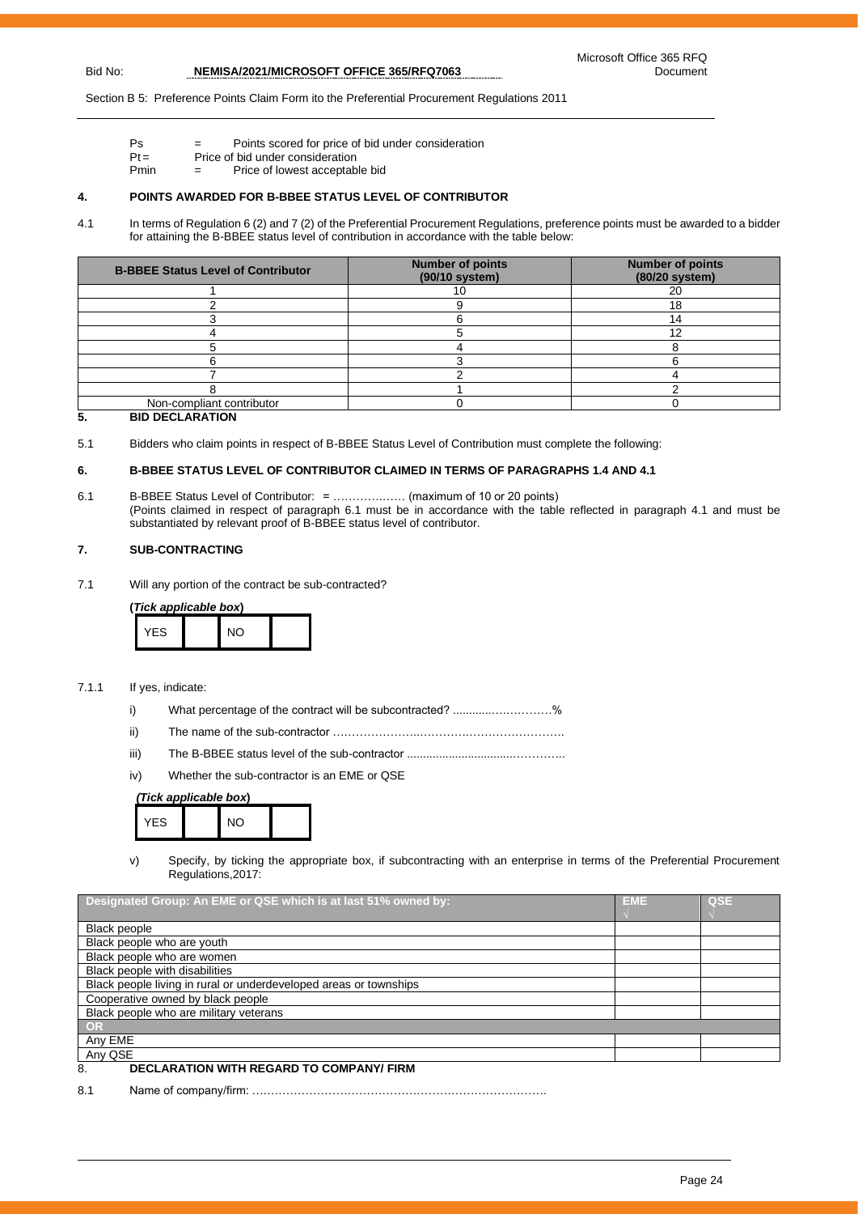Section B 5: Preference Points Claim Form ito the Preferential Procurement Regulations 2011

Ps = Points scored for price of bid under consideration
Pt = Price of bid under consideration
Pmin = Price of lowest acceptable bid

## 4. POINTS AWARDED FOR B-BBEE STATUS LEVEL OF CONTRIBUTOR

4.1 In terms of Regulation 6 (2) and 7 (2) of the Preferential Procurement Regulations, preference points must be awarded to a bidder for attaining the B-BBEE status level of contribution in accordance with the table below:

| B-BBEE Status Level of Contributor | Number of points (90/10 system) | Number of points (80/20 system) |
|---|---|---|
| 1 | 10 | 20 |
| 2 | 9 | 18 |
| 3 | 6 | 14 |
| 4 | 5 | 12 |
| 5 | 4 | 8 |
| 6 | 3 | 6 |
| 7 | 2 | 4 |
| 8 | 1 | 2 |
| Non-compliant contributor | 0 | 0 |

## 5. BID DECLARATION

5.1 Bidders who claim points in respect of B-BBEE Status Level of Contribution must complete the following:

## 6. B-BBEE STATUS LEVEL OF CONTRIBUTOR CLAIMED IN TERMS OF PARAGRAPHS 1.4 AND 4.1

6.1 B-BBEE Status Level of Contributor: = ……………… (maximum of 10 or 20 points)
(Points claimed in respect of paragraph 6.1 must be in accordance with the table reflected in paragraph 4.1 and must be substantiated by relevant proof of B-BBEE status level of contributor.

## 7. SUB-CONTRACTING

7.1 Will any portion of the contract be sub-contracted?

**(*Tick applicable box*)**

| YES | | NO | |
|---|---|---|---|

7.1.1 If yes, indicate:

i) What percentage of the contract will be subcontracted? ............……………%

ii) The name of the sub-contractor …………………..………….…………………….

iii) The B-BBEE status level of the sub-contractor ...............................…………..

iv) Whether the sub-contractor is an EME or QSE

***(Tick applicable box)***

| YES | | NO | |
|---|---|---|---|

v) Specify, by ticking the appropriate box, if subcontracting with an enterprise in terms of the Preferential Procurement Regulations,2017:

| Designated Group: An EME or QSE which is at last 51% owned by: | EME √ | QSE √ |
|---|---|---|
| Black people | | |
| Black people who are youth | | |
| Black people who are women | | |
| Black people with disabilities | | |
| Black people living in rural or underdeveloped areas or townships | | |
| Cooperative owned by black people | | |
| Black people who are military veterans | | |
| **OR** | | |
| Any EME | | |
| Any QSE | | |

## 8. DECLARATION WITH REGARD TO COMPANY/ FIRM

8.1 Name of company/firm: ….……………………………………………………………….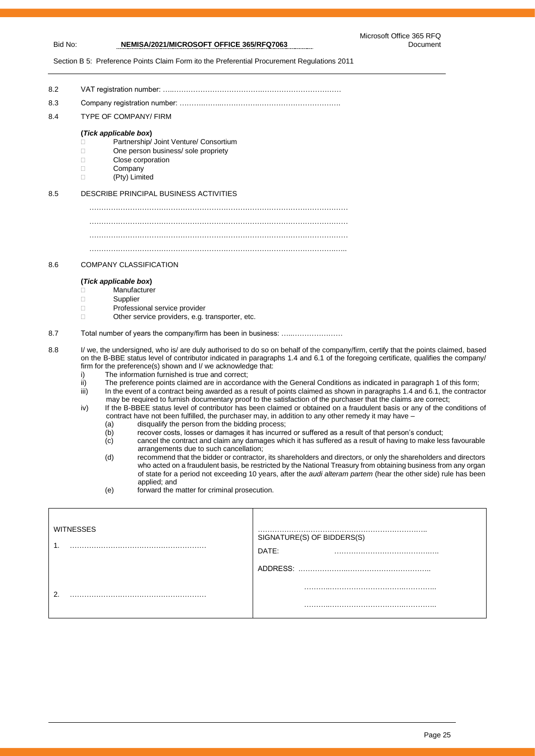Section B 5: Preference Points Claim Form ito the Preferential Procurement Regulations 2011

8.2 VAT registration number: …..……………………………….……………………………

8.3 Company registration number: ……….……..…………….…………………………….

8.4 TYPE OF COMPANY/ FIRM

**(*Tick applicable box*)**

- ☐ Partnership/ Joint Venture/ Consortium
- ☐ One person business/ sole propriety
- ☐ Close corporation
- ☐ Company
- ☐ (Pty) Limited

8.5 DESCRIBE PRINCIPAL BUSINESS ACTIVITIES

……………………………………………………………………………………………

……………………………………………………………………………………………

……………………………………………………………………………………………

…………………………………………………………………………………………..

8.6 COMPANY CLASSIFICATION

**(*Tick applicable box*)**

- ☐ Manufacturer
- ☐ Supplier
- ☐ Professional service provider
- ☐ Other service providers, e.g. transporter, etc.

8.7 Total number of years the company/firm has been in business: …..…………………

8.8 I/ we, the undersigned, who is/ are duly authorised to do so on behalf of the company/firm, certify that the points claimed, based on the B-BBE status level of contributor indicated in paragraphs 1.4 and 6.1 of the foregoing certificate, qualifies the company/ firm for the preference(s) shown and I/ we acknowledge that:

i) The information furnished is true and correct;

ii) The preference points claimed are in accordance with the General Conditions as indicated in paragraph 1 of this form;

iii) In the event of a contract being awarded as a result of points claimed as shown in paragraphs 1.4 and 6.1, the contractor may be required to furnish documentary proof to the satisfaction of the purchaser that the claims are correct;

iv) If the B-BBEE status level of contributor has been claimed or obtained on a fraudulent basis or any of the conditions of contract have not been fulfilled, the purchaser may, in addition to any other remedy it may have –

(a) disqualify the person from the bidding process;

(b) recover costs, losses or damages it has incurred or suffered as a result of that person's conduct;

(c) cancel the contract and claim any damages which it has suffered as a result of having to make less favourable arrangements due to such cancellation;

(d) recommend that the bidder or contractor, its shareholders and directors, or only the shareholders and directors who acted on a fraudulent basis, be restricted by the National Treasury from obtaining business from any organ of state for a period not exceeding 10 years, after the *audi alteram partem* (hear the other side) rule has been applied; and

(e) forward the matter for criminal prosecution.

| WITNESSES | |
|---|---|
| 1. ……………………………………………… | ……………………………………………………………<br>SIGNATURE(S) OF BIDDERS(S)<br>DATE: …………………………………… |
| | ADDRESS: ………………..…………………………… |
| 2. ……………………………………………… | ………..………………………….………….<br>………..………………………….………….. |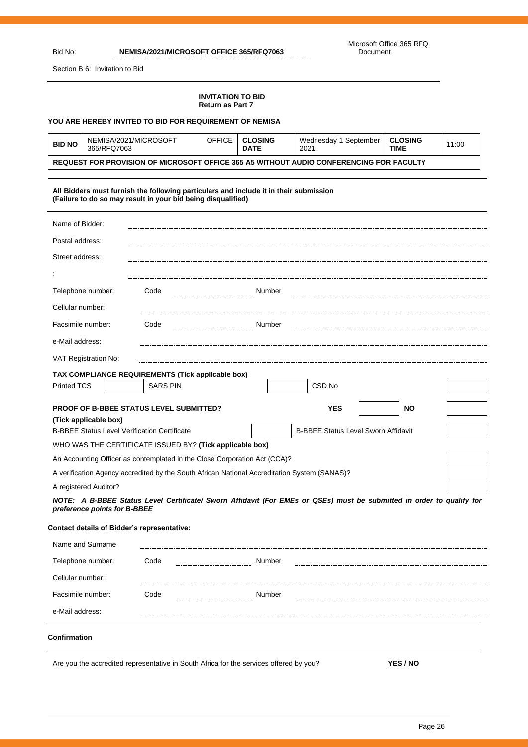Section B 6: Invitation to Bid

**INVITATION TO BID**
**Return as Part 7**

**YOU ARE HEREBY INVITED TO BID FOR REQUIREMENT OF NEMISA**

| **BID NO** | NEMISA/2021/MICROSOFT OFFICE 365/RFQ7063 | **CLOSING DATE** | Wednesday 1 September 2021 | **CLOSING TIME** | 11:00 |
|---|---|---|---|---|---|
| **REQUEST FOR PROVISION OF MICROSOFT OFFICE 365 A5 WITHOUT AUDIO CONFERENCING FOR FACULTY** | | | | | |

**All Bidders must furnish the following particulars and include it in their submission**
**(Failure to do so may result in your bid being disqualified)**

| | | | |
|---|---|---|---|
| Name of Bidder: | | | |
| Postal address: | | | |
| Street address: | | | |
| : | | | |
| Telephone number: | Code | Number | |
| Cellular number: | | | |
| Facsimile number: | Code | Number | |
| e-Mail address: | | | |
| VAT Registration No: | | | |

**TAX COMPLIANCE REQUIREMENTS (Tick applicable box)**

| Printed TCS | | SARS PIN | | CSD No | |
|---|---|---|---|---|---|

| **PROOF OF B-BBEE STATUS LEVEL SUBMITTED?** | **YES** | | **NO** | |
|---|---|---|---|---|

**(Tick applicable box)**

| B-BBEE Status Level Verification Certificate | | B-BBEE Status Level Sworn Affidavit | |
|---|---|---|---|

WHO WAS THE CERTIFICATE ISSUED BY? **(Tick applicable box)**

| | |
|---|---|
| An Accounting Officer as contemplated in the Close Corporation Act (CCA)? | |
| A verification Agency accredited by the South African National Accreditation System (SANAS)? | |
| A registered Auditor? | |

***NOTE: A B-BBEE Status Level Certificate/ Sworn Affidavit (For EMEs or QSEs) must be submitted in order to qualify for preference points for B-BBEE***

**Contact details of Bidder's representative:**

| | | | |
|---|---|---|---|
| Name and Surname | | | |
| Telephone number: | Code | Number | |
| Cellular number: | | | |
| Facsimile number: | Code | Number | |
| e-Mail address: | | | |

**Confirmation**

Are you the accredited representative in South Africa for the services offered by you? **YES / NO**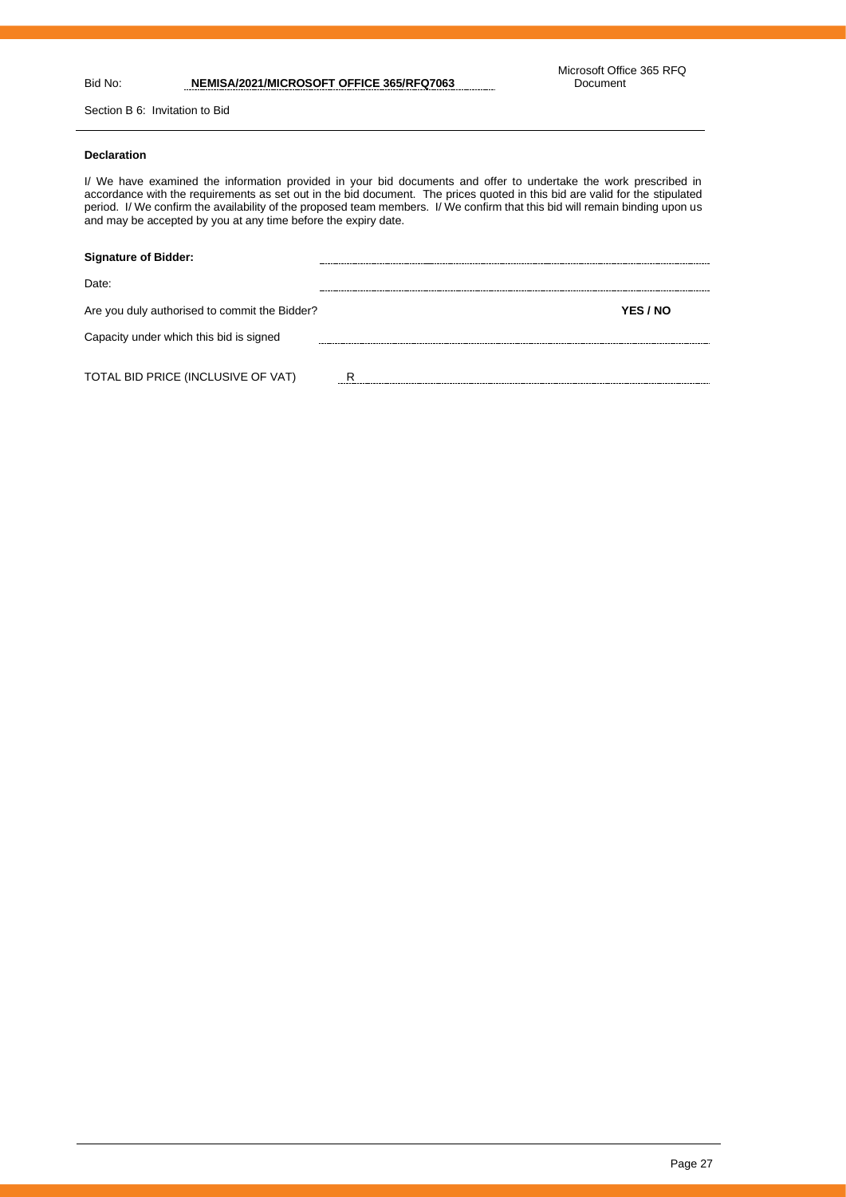Section B 6: Invitation to Bid

**Declaration**

I/ We have examined the information provided in your bid documents and offer to undertake the work prescribed in accordance with the requirements as set out in the bid document. The prices quoted in this bid are valid for the stipulated period. I/ We confirm the availability of the proposed team members. I/ We confirm that this bid will remain binding upon us and may be accepted by you at any time before the expiry date.

**Signature of Bidder:** ............................................................

Date: ............................................................

Are you duly authorised to commit the Bidder? **YES / NO**

Capacity under which this bid is signed ............................................................

TOTAL BID PRICE (INCLUSIVE OF VAT) R............................................................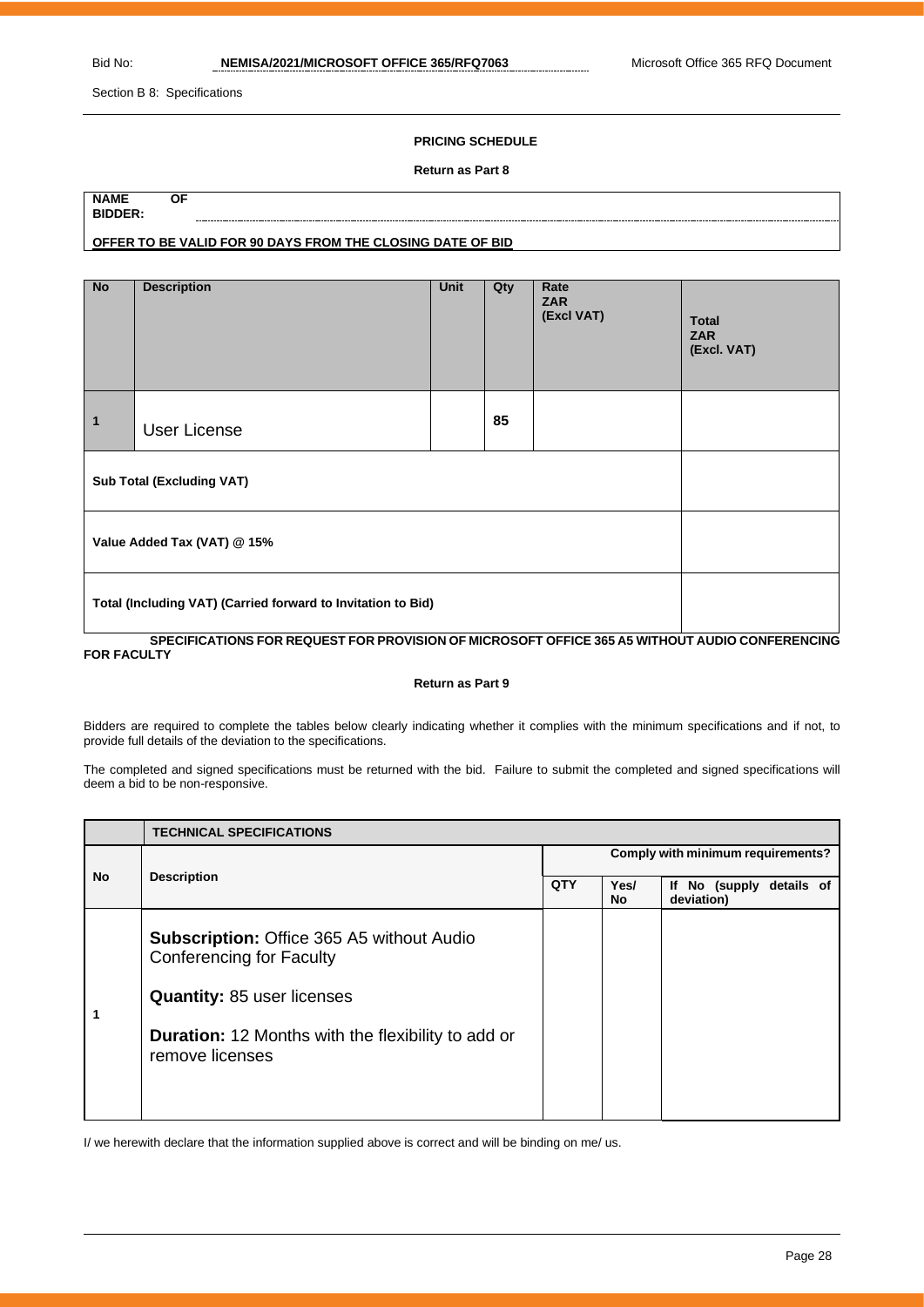Section B 8: Specifications

**PRICING SCHEDULE**

**Return as Part 8**

**NAME OF BIDDER:** ........................................................................................................

**OFFER TO BE VALID FOR 90 DAYS FROM THE CLOSING DATE OF BID**

| No | Description | Unit | Qty | Rate ZAR (Excl VAT) | Total ZAR (Excl. VAT) |
|---|---|---|---|---|---|
| 1 | User License | | 85 | | |
| **Sub Total (Excluding VAT)** | | | | | |
| **Value Added Tax (VAT) @ 15%** | | | | | |
| **Total (Including VAT) (Carried forward to Invitation to Bid)** | | | | | |

**SPECIFICATIONS FOR REQUEST FOR PROVISION OF MICROSOFT OFFICE 365 A5 WITHOUT AUDIO CONFERENCING FOR FACULTY**

**Return as Part 9**

Bidders are required to complete the tables below clearly indicating whether it complies with the minimum specifications and if not, to provide full details of the deviation to the specifications.

The completed and signed specifications must be returned with the bid. Failure to submit the completed and signed specifications will deem a bid to be non-responsive.

| | **TECHNICAL SPECIFICATIONS** | | | |
|---|---|---|---|---|
| **No** | **Description** | **Comply with minimum requirements?** | | |
| | | **QTY** | **Yes/ No** | **If No (supply details of deviation)** |
| 1 | **Subscription:** Office 365 A5 without Audio Conferencing for Faculty<br><br>**Quantity:** 85 user licenses<br><br>**Duration:** 12 Months with the flexibility to add or remove licenses | | | |

I/ we herewith declare that the information supplied above is correct and will be binding on me/ us.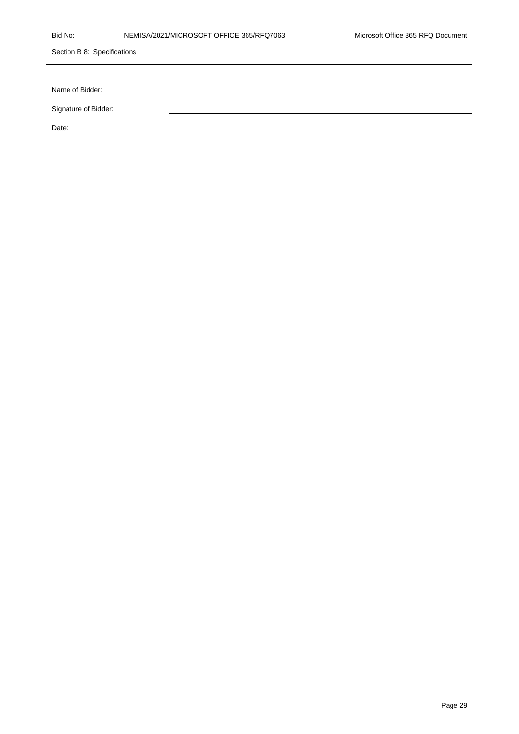Name of Bidder: ______________________________

Signature of Bidder: ______________________________

Date: ______________________________